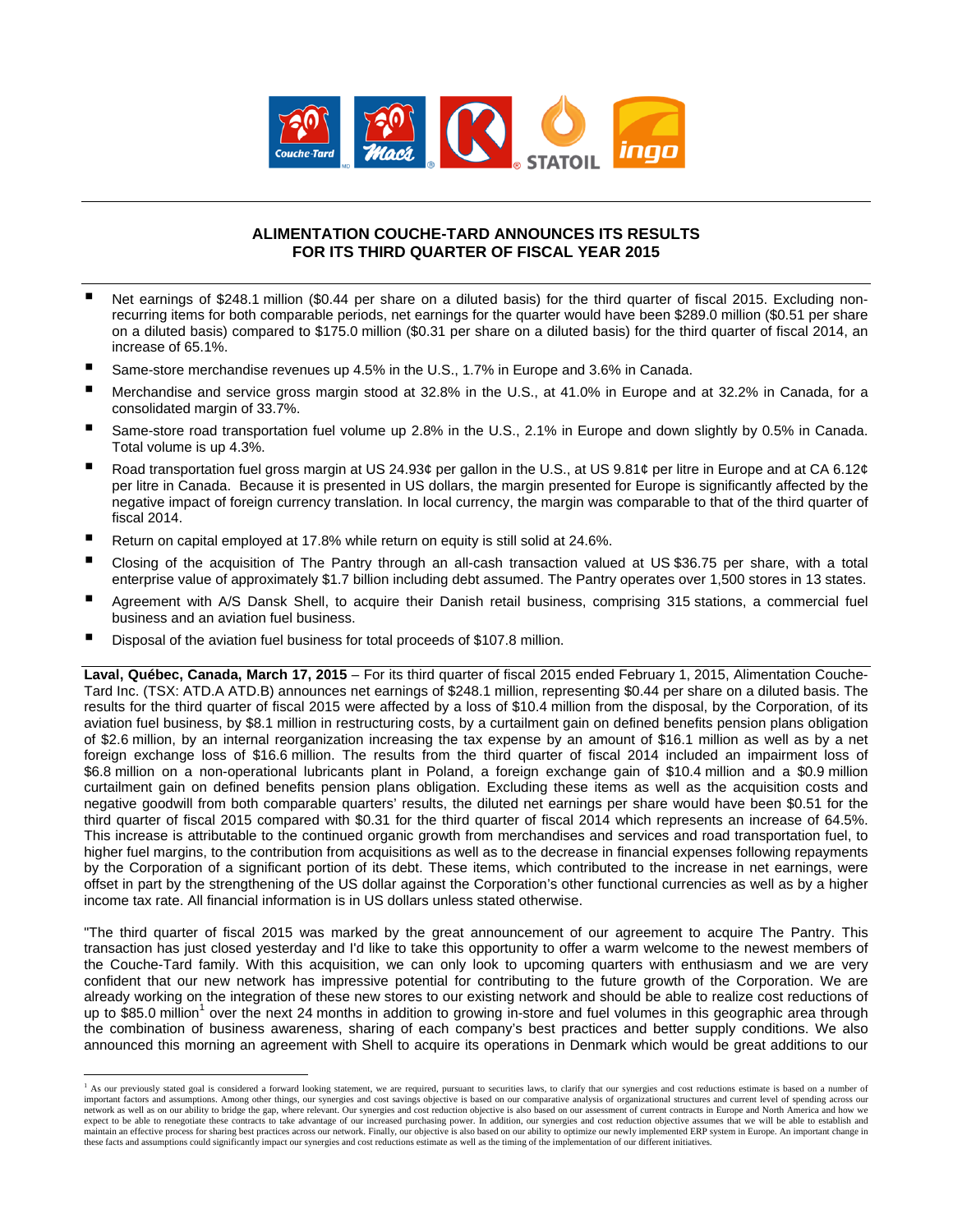# ALIMENTATION COUCHE-TARD ANNOUNCES ITS RESULTS FOR ITS THIRD QUARTER OF FISCAL YEAR 2015

- Net earnings of $248.1 million ($0.44 per share on a diluted basis) for the third quarter of fiscal 2015. Excluding non-recurring items for both comparable periods, net earnings for the quarter would have been $289.0 million ($0.51 per share on a diluted basis) compared to $175.0 million ($0.31 per share on a diluted basis) for the third quarter of fiscal 2014, an increase of 65.1%.
- Same-store merchandise revenues up 4.5% in the U.S., 1.7% in Europe and 3.6% in Canada.
- Merchandise and service gross margin stood at 32.8% in the U.S., at 41.0% in Europe and at 32.2% in Canada, for a consolidated margin of 33.7%.
- Same-store road transportation fuel volume up 2.8% in the U.S., 2.1% in Europe and down slightly by 0.5% in Canada. Total volume is up 4.3%.
- Road transportation fuel gross margin at US 24.93¢ per gallon in the U.S., at US 9.81¢ per litre in Europe and at CA 6.12¢ per litre in Canada. Because it is presented in US dollars, the margin presented for Europe is significantly affected by the negative impact of foreign currency translation. In local currency, the margin was comparable to that of the third quarter of fiscal 2014.
- Return on capital employed at 17.8% while return on equity is still solid at 24.6%.
- Closing of the acquisition of The Pantry through an all-cash transaction valued at US $36.75 per share, with a total enterprise value of approximately $1.7 billion including debt assumed. The Pantry operates over 1,500 stores in 13 states.
- Agreement with A/S Dansk Shell, to acquire their Danish retail business, comprising 315 stations, a commercial fuel business and an aviation fuel business.
- Disposal of the aviation fuel business for total proceeds of $107.8 million.

**Laval, Québec, Canada, March 17, 2015** – For its third quarter of fiscal 2015 ended February 1, 2015, Alimentation Couche-Tard Inc. (TSX: ATD.A ATD.B) announces net earnings of $248.1 million, representing $0.44 per share on a diluted basis. The results for the third quarter of fiscal 2015 were affected by a loss of $10.4 million from the disposal, by the Corporation, of its aviation fuel business, by $8.1 million in restructuring costs, by a curtailment gain on defined benefits pension plans obligation of $2.6 million, by an internal reorganization increasing the tax expense by an amount of $16.1 million as well as by a net foreign exchange loss of $16.6 million. The results from the third quarter of fiscal 2014 included an impairment loss of $6.8 million on a non-operational lubricants plant in Poland, a foreign exchange gain of $10.4 million and a $0.9 million curtailment gain on defined benefits pension plans obligation. Excluding these items as well as the acquisition costs and negative goodwill from both comparable quarters' results, the diluted net earnings per share would have been $0.51 for the third quarter of fiscal 2015 compared with $0.31 for the third quarter of fiscal 2014 which represents an increase of 64.5%. This increase is attributable to the continued organic growth from merchandises and services and road transportation fuel, to higher fuel margins, to the contribution from acquisitions as well as to the decrease in financial expenses following repayments by the Corporation of a significant portion of its debt. These items, which contributed to the increase in net earnings, were offset in part by the strengthening of the US dollar against the Corporation's other functional currencies as well as by a higher income tax rate. All financial information is in US dollars unless stated otherwise.

"The third quarter of fiscal 2015 was marked by the great announcement of our agreement to acquire The Pantry. This transaction has just closed yesterday and I'd like to take this opportunity to offer a warm welcome to the newest members of the Couche-Tard family. With this acquisition, we can only look to upcoming quarters with enthusiasm and we are very confident that our new network has impressive potential for contributing to the future growth of the Corporation. We are already working on the integration of these new stores to our existing network and should be able to realize cost reductions of up to $85.0 million[1] over the next 24 months in addition to growing in-store and fuel volumes in this geographic area through the combination of business awareness, sharing of each company's best practices and better supply conditions. We also announced this morning an agreement with Shell to acquire its operations in Denmark which would be great additions to our

[1] As our previously stated goal is considered a forward looking statement, we are required, pursuant to securities laws, to clarify that our synergies and cost reductions estimate is based on a number of important factors and assumptions. Among other things, our synergies and cost savings objective is based on our comparative analysis of organizational structures and current level of spending across our network as well as on our ability to bridge the gap, where relevant. Our synergies and cost reduction objective is also based on our assessment of current contracts in Europe and North America and how we expect to be able to renegotiate these contracts to take advantage of our increased purchasing power. In addition, our synergies and cost reduction objective assumes that we will be able to establish and maintain an effective process for sharing best practices across our network. Finally, our objective is also based on our ability to optimize our newly implemented ERP system in Europe. An important change in these facts and assumptions could significantly impact our synergies and cost reductions estimate as well as the timing of the implementation of our different initiatives.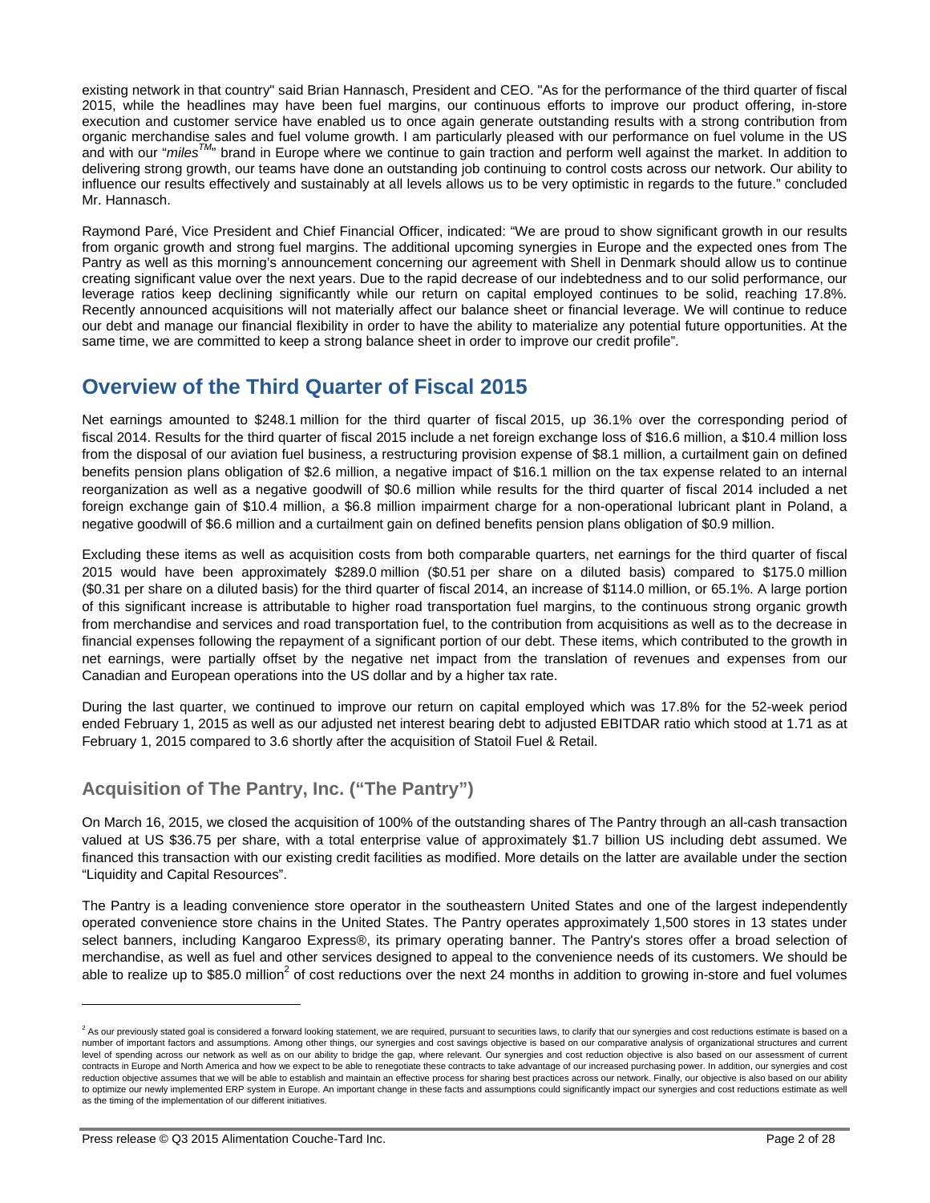existing network in that country" said Brian Hannasch, President and CEO. "As for the performance of the third quarter of fiscal 2015, while the headlines may have been fuel margins, our continuous efforts to improve our product offering, in-store execution and customer service have enabled us to once again generate outstanding results with a strong contribution from organic merchandise sales and fuel volume growth. I am particularly pleased with our performance on fuel volume in the US and with our "*miles*™" brand in Europe where we continue to gain traction and perform well against the market. In addition to delivering strong growth, our teams have done an outstanding job continuing to control costs across our network. Our ability to influence our results effectively and sustainably at all levels allows us to be very optimistic in regards to the future." concluded Mr. Hannasch.

Raymond Paré, Vice President and Chief Financial Officer, indicated: "We are proud to show significant growth in our results from organic growth and strong fuel margins. The additional upcoming synergies in Europe and the expected ones from The Pantry as well as this morning's announcement concerning our agreement with Shell in Denmark should allow us to continue creating significant value over the next years. Due to the rapid decrease of our indebtedness and to our solid performance, our leverage ratios keep declining significantly while our return on capital employed continues to be solid, reaching 17.8%. Recently announced acquisitions will not materially affect our balance sheet or financial leverage. We will continue to reduce our debt and manage our financial flexibility in order to have the ability to materialize any potential future opportunities. At the same time, we are committed to keep a strong balance sheet in order to improve our credit profile".

## Overview of the Third Quarter of Fiscal 2015

Net earnings amounted to $248.1 million for the third quarter of fiscal 2015, up 36.1% over the corresponding period of fiscal 2014. Results for the third quarter of fiscal 2015 include a net foreign exchange loss of $16.6 million, a $10.4 million loss from the disposal of our aviation fuel business, a restructuring provision expense of $8.1 million, a curtailment gain on defined benefits pension plans obligation of $2.6 million, a negative impact of $16.1 million on the tax expense related to an internal reorganization as well as a negative goodwill of $0.6 million while results for the third quarter of fiscal 2014 included a net foreign exchange gain of $10.4 million, a $6.8 million impairment charge for a non-operational lubricant plant in Poland, a negative goodwill of $6.6 million and a curtailment gain on defined benefits pension plans obligation of $0.9 million.

Excluding these items as well as acquisition costs from both comparable quarters, net earnings for the third quarter of fiscal 2015 would have been approximately $289.0 million ($0.51 per share on a diluted basis) compared to $175.0 million ($0.31 per share on a diluted basis) for the third quarter of fiscal 2014, an increase of $114.0 million, or 65.1%. A large portion of this significant increase is attributable to higher road transportation fuel margins, to the continuous strong organic growth from merchandise and services and road transportation fuel, to the contribution from acquisitions as well as to the decrease in financial expenses following the repayment of a significant portion of our debt. These items, which contributed to the growth in net earnings, were partially offset by the negative net impact from the translation of revenues and expenses from our Canadian and European operations into the US dollar and by a higher tax rate.

During the last quarter, we continued to improve our return on capital employed which was 17.8% for the 52-week period ended February 1, 2015 as well as our adjusted net interest bearing debt to adjusted EBITDAR ratio which stood at 1.71 as at February 1, 2015 compared to 3.6 shortly after the acquisition of Statoil Fuel & Retail.

### Acquisition of The Pantry, Inc. ("The Pantry")

On March 16, 2015, we closed the acquisition of 100% of the outstanding shares of The Pantry through an all-cash transaction valued at US $36.75 per share, with a total enterprise value of approximately $1.7 billion US including debt assumed. We financed this transaction with our existing credit facilities as modified. More details on the latter are available under the section "Liquidity and Capital Resources".

The Pantry is a leading convenience store operator in the southeastern United States and one of the largest independently operated convenience store chains in the United States. The Pantry operates approximately 1,500 stores in 13 states under select banners, including Kangaroo Express®, its primary operating banner. The Pantry's stores offer a broad selection of merchandise, as well as fuel and other services designed to appeal to the convenience needs of its customers. We should be able to realize up to $85.0 million[2] of cost reductions over the next 24 months in addition to growing in-store and fuel volumes

---

[2] As our previously stated goal is considered a forward looking statement, we are required, pursuant to securities laws, to clarify that our synergies and cost reductions estimate is based on a number of important factors and assumptions. Among other things, our synergies and cost savings objective is based on our comparative analysis of organizational structures and current level of spending across our network as well as on our ability to bridge the gap, where relevant. Our synergies and cost reduction objective is also based on our assessment of current contracts in Europe and North America and how we expect to be able to renegotiate these contracts to take advantage of our increased purchasing power. In addition, our synergies and cost reduction objective assumes that we will be able to establish and maintain an effective process for sharing best practices across our network. Finally, our objective is also based on our ability to optimize our newly implemented ERP system in Europe. An important change in these facts and assumptions could significantly impact our synergies and cost reductions estimate as well as the timing of the implementation of our different initiatives.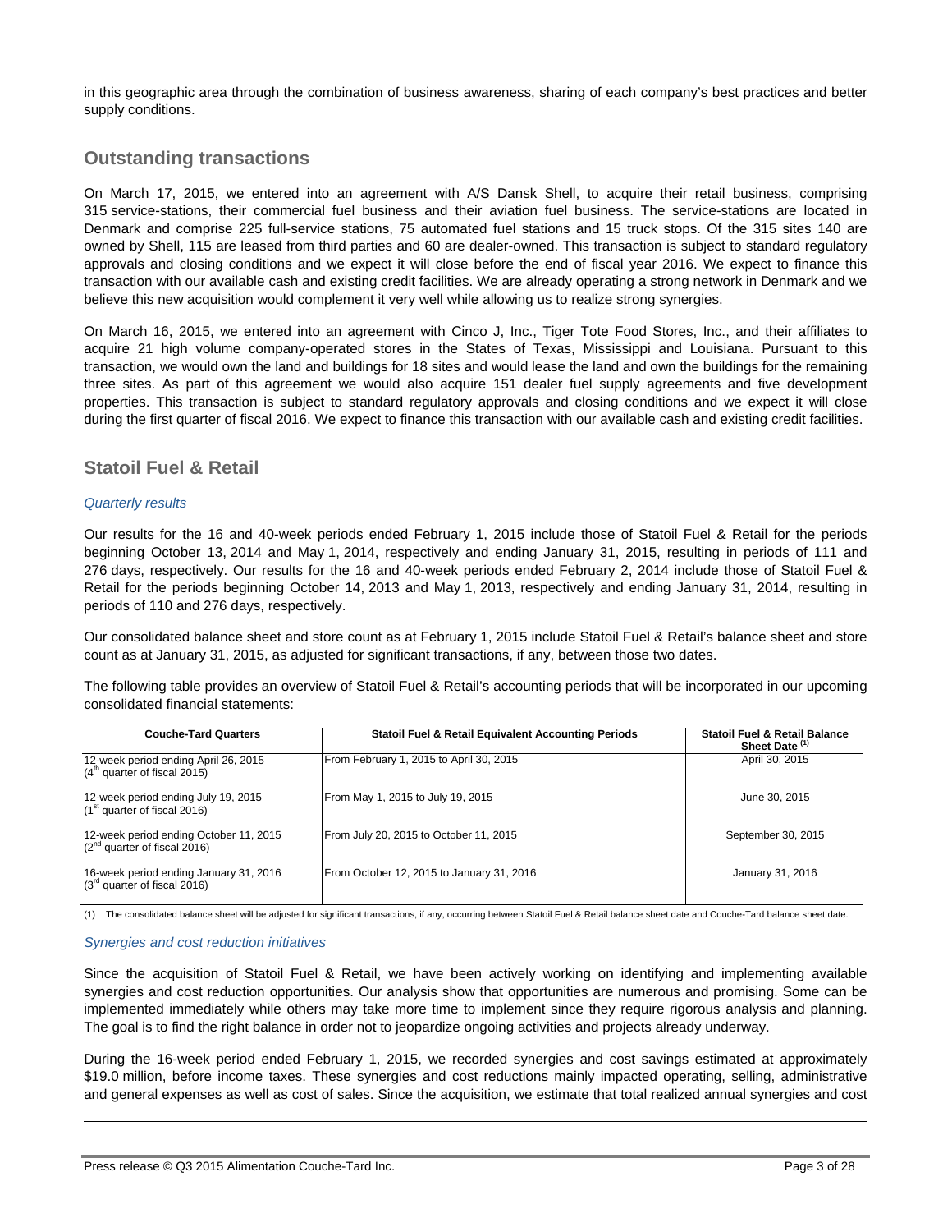in this geographic area through the combination of business awareness, sharing of each company's best practices and better supply conditions.

## Outstanding transactions

On March 17, 2015, we entered into an agreement with A/S Dansk Shell, to acquire their retail business, comprising 315 service-stations, their commercial fuel business and their aviation fuel business. The service-stations are located in Denmark and comprise 225 full-service stations, 75 automated fuel stations and 15 truck stops. Of the 315 sites 140 are owned by Shell, 115 are leased from third parties and 60 are dealer-owned. This transaction is subject to standard regulatory approvals and closing conditions and we expect it will close before the end of fiscal year 2016. We expect to finance this transaction with our available cash and existing credit facilities. We are already operating a strong network in Denmark and we believe this new acquisition would complement it very well while allowing us to realize strong synergies.

On March 16, 2015, we entered into an agreement with Cinco J, Inc., Tiger Tote Food Stores, Inc., and their affiliates to acquire 21 high volume company-operated stores in the States of Texas, Mississippi and Louisiana. Pursuant to this transaction, we would own the land and buildings for 18 sites and would lease the land and own the buildings for the remaining three sites. As part of this agreement we would also acquire 151 dealer fuel supply agreements and five development properties. This transaction is subject to standard regulatory approvals and closing conditions and we expect it will close during the first quarter of fiscal 2016. We expect to finance this transaction with our available cash and existing credit facilities.

## Statoil Fuel & Retail

### *Quarterly results*

Our results for the 16 and 40-week periods ended February 1, 2015 include those of Statoil Fuel & Retail for the periods beginning October 13, 2014 and May 1, 2014, respectively and ending January 31, 2015, resulting in periods of 111 and 276 days, respectively. Our results for the 16 and 40-week periods ended February 2, 2014 include those of Statoil Fuel & Retail for the periods beginning October 14, 2013 and May 1, 2013, respectively and ending January 31, 2014, resulting in periods of 110 and 276 days, respectively.

Our consolidated balance sheet and store count as at February 1, 2015 include Statoil Fuel & Retail's balance sheet and store count as at January 31, 2015, as adjusted for significant transactions, if any, between those two dates.

The following table provides an overview of Statoil Fuel & Retail's accounting periods that will be incorporated in our upcoming consolidated financial statements:

| Couche-Tard Quarters | Statoil Fuel & Retail Equivalent Accounting Periods | Statoil Fuel & Retail Balance Sheet Date (1) |
|---|---|---|
| 12-week period ending April 26, 2015 (4th quarter of fiscal 2015) | From February 1, 2015 to April 30, 2015 | April 30, 2015 |
| 12-week period ending July 19, 2015 (1st quarter of fiscal 2016) | From May 1, 2015 to July 19, 2015 | June 30, 2015 |
| 12-week period ending October 11, 2015 (2nd quarter of fiscal 2016) | From July 20, 2015 to October 11, 2015 | September 30, 2015 |
| 16-week period ending January 31, 2016 (3rd quarter of fiscal 2016) | From October 12, 2015 to January 31, 2016 | January 31, 2016 |

(1) The consolidated balance sheet will be adjusted for significant transactions, if any, occurring between Statoil Fuel & Retail balance sheet date and Couche-Tard balance sheet date.

### *Synergies and cost reduction initiatives*

Since the acquisition of Statoil Fuel & Retail, we have been actively working on identifying and implementing available synergies and cost reduction opportunities. Our analysis show that opportunities are numerous and promising. Some can be implemented immediately while others may take more time to implement since they require rigorous analysis and planning. The goal is to find the right balance in order not to jeopardize ongoing activities and projects already underway.

During the 16-week period ended February 1, 2015, we recorded synergies and cost savings estimated at approximately $19.0 million, before income taxes. These synergies and cost reductions mainly impacted operating, selling, administrative and general expenses as well as cost of sales. Since the acquisition, we estimate that total realized annual synergies and cost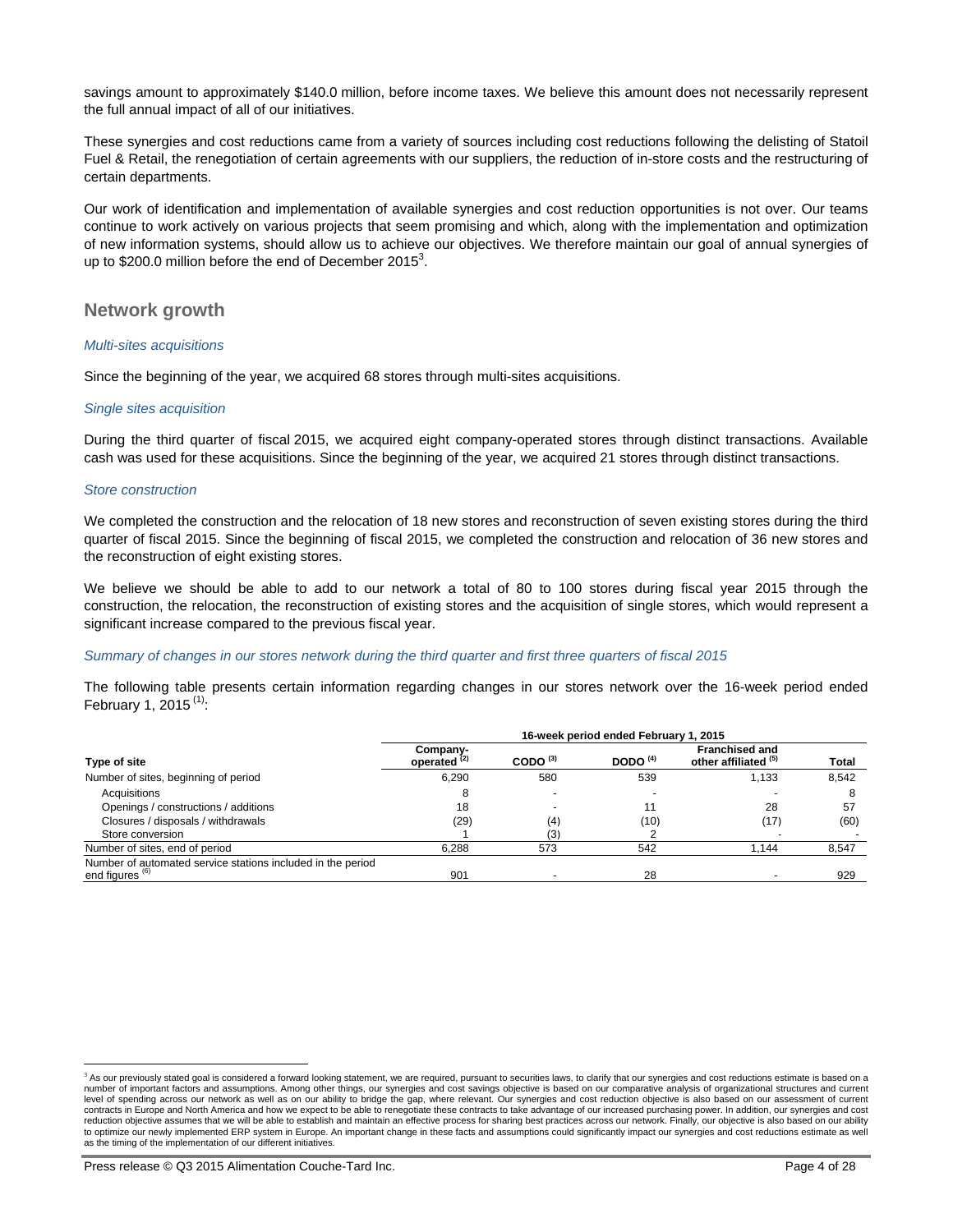savings amount to approximately $140.0 million, before income taxes. We believe this amount does not necessarily represent the full annual impact of all of our initiatives.

These synergies and cost reductions came from a variety of sources including cost reductions following the delisting of Statoil Fuel & Retail, the renegotiation of certain agreements with our suppliers, the reduction of in-store costs and the restructuring of certain departments.

Our work of identification and implementation of available synergies and cost reduction opportunities is not over. Our teams continue to work actively on various projects that seem promising and which, along with the implementation and optimization of new information systems, should allow us to achieve our objectives. We therefore maintain our goal of annual synergies of up to $200.0 million before the end of December 2015[3].

## Network growth

*Multi-sites acquisitions*

Since the beginning of the year, we acquired 68 stores through multi-sites acquisitions.

*Single sites acquisition*

During the third quarter of fiscal 2015, we acquired eight company-operated stores through distinct transactions. Available cash was used for these acquisitions. Since the beginning of the year, we acquired 21 stores through distinct transactions.

*Store construction*

We completed the construction and the relocation of 18 new stores and reconstruction of seven existing stores during the third quarter of fiscal 2015. Since the beginning of fiscal 2015, we completed the construction and relocation of 36 new stores and the reconstruction of eight existing stores.

We believe we should be able to add to our network a total of 80 to 100 stores during fiscal year 2015 through the construction, the relocation, the reconstruction of existing stores and the acquisition of single stores, which would represent a significant increase compared to the previous fiscal year.

*Summary of changes in our stores network during the third quarter and first three quarters of fiscal 2015*

The following table presents certain information regarding changes in our stores network over the 16-week period ended February 1, 2015 [(1)]:

| | 16-week period ended February 1, 2015 | | | | |
|---|---|---|---|---|---|
| **Type of site** | **Company-operated (2)** | **CODO (3)** | **DODO (4)** | **Franchised and other affiliated (5)** | **Total** |
| Number of sites, beginning of period | 6,290 | 580 | 539 | 1,133 | 8,542 |
| Acquisitions | 8 | - | - | - | 8 |
| Openings / constructions / additions | 18 | - | 11 | 28 | 57 |
| Closures / disposals / withdrawals | (29) | (4) | (10) | (17) | (60) |
| Store conversion | 1 | (3) | 2 | - | - |
| Number of sites, end of period | 6,288 | 573 | 542 | 1,144 | 8,547 |
| Number of automated service stations included in the period end figures (6) | 901 | - | 28 | - | 929 |

[3] As our previously stated goal is considered a forward looking statement, we are required, pursuant to securities laws, to clarify that our synergies and cost reductions estimate is based on a number of important factors and assumptions. Among other things, our synergies and cost savings objective is based on our comparative analysis of organizational structures and current level of spending across our network as well as on our ability to bridge the gap, where relevant. Our synergies and cost reduction objective is also based on our assessment of current contracts in Europe and North America and how we expect to be able to renegotiate these contracts to take advantage of our increased purchasing power. In addition, our synergies and cost reduction objective assumes that we will be able to establish and maintain an effective process for sharing best practices across our network. Finally, our objective is also based on our ability to optimize our newly implemented ERP system in Europe. An important change in these facts and assumptions could significantly impact our synergies and cost reductions estimate as well as the timing of the implementation of our different initiatives.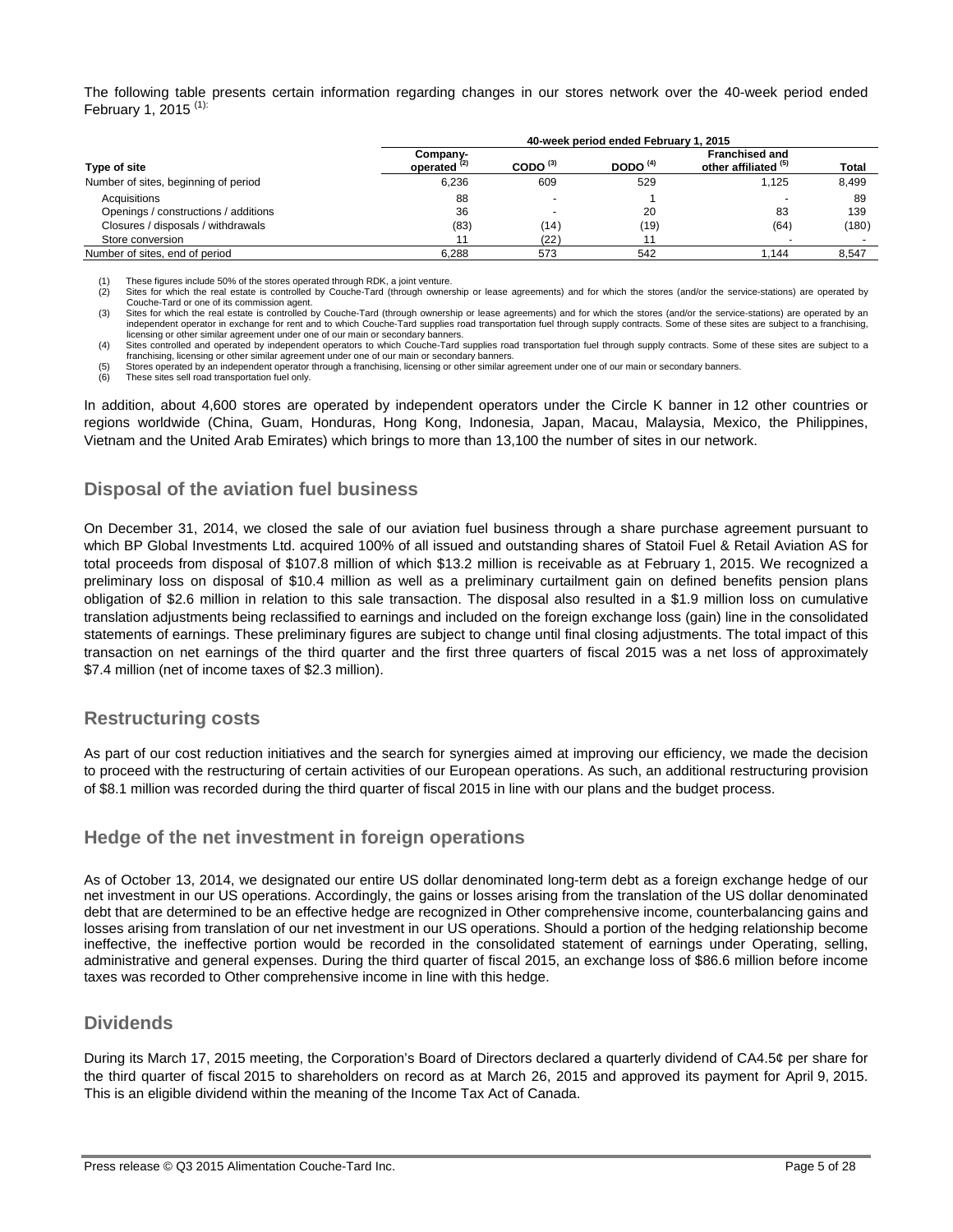The following table presents certain information regarding changes in our stores network over the 40-week period ended February 1, 2015 [(1)]:

| Type of site | 40-week period ended February 1, 2015 | | | | |
|---|---|---|---|---|---|
| | Company-operated [(2)] | CODO [(3)] | DODO [(4)] | Franchised and other affiliated [(5)] | Total |
| Number of sites, beginning of period | 6,236 | 609 | 529 | 1,125 | 8,499 |
| Acquisitions | 88 | - | 1 | - | 89 |
| Openings / constructions / additions | 36 | - | 20 | 83 | 139 |
| Closures / disposals / withdrawals | (83) | (14) | (19) | (64) | (180) |
| Store conversion | 11 | (22) | 11 | - | - |
| Number of sites, end of period | 6,288 | 573 | 542 | 1,144 | 8,547 |

(1) These figures include 50% of the stores operated through RDK, a joint venture.
(2) Sites for which the real estate is controlled by Couche-Tard (through ownership or lease agreements) and for which the stores (and/or the service-stations) are operated by Couche-Tard or one of its commission agent.
(3) Sites for which the real estate is controlled by Couche-Tard (through ownership or lease agreements) and for which the stores (and/or the service-stations) are operated by an independent operator in exchange for rent and to which Couche-Tard supplies road transportation fuel through supply contracts. Some of these sites are subject to a franchising, licensing or other similar agreement under one of our main or secondary banners.
(4) Sites controlled and operated by independent operators to which Couche-Tard supplies road transportation fuel through supply contracts. Some of these sites are subject to a franchising, licensing or other similar agreement under one of our main or secondary banners.
(5) Stores operated by an independent operator through a franchising, licensing or other similar agreement under one of our main or secondary banners.
(6) These sites sell road transportation fuel only.

In addition, about 4,600 stores are operated by independent operators under the Circle K banner in 12 other countries or regions worldwide (China, Guam, Honduras, Hong Kong, Indonesia, Japan, Macau, Malaysia, Mexico, the Philippines, Vietnam and the United Arab Emirates) which brings to more than 13,100 the number of sites in our network.

## Disposal of the aviation fuel business

On December 31, 2014, we closed the sale of our aviation fuel business through a share purchase agreement pursuant to which BP Global Investments Ltd. acquired 100% of all issued and outstanding shares of Statoil Fuel & Retail Aviation AS for total proceeds from disposal of $107.8 million of which $13.2 million is receivable as at February 1, 2015. We recognized a preliminary loss on disposal of $10.4 million as well as a preliminary curtailment gain on defined benefits pension plans obligation of $2.6 million in relation to this sale transaction. The disposal also resulted in a $1.9 million loss on cumulative translation adjustments being reclassified to earnings and included on the foreign exchange loss (gain) line in the consolidated statements of earnings. These preliminary figures are subject to change until final closing adjustments. The total impact of this transaction on net earnings of the third quarter and the first three quarters of fiscal 2015 was a net loss of approximately $7.4 million (net of income taxes of $2.3 million).

## Restructuring costs

As part of our cost reduction initiatives and the search for synergies aimed at improving our efficiency, we made the decision to proceed with the restructuring of certain activities of our European operations. As such, an additional restructuring provision of $8.1 million was recorded during the third quarter of fiscal 2015 in line with our plans and the budget process.

## Hedge of the net investment in foreign operations

As of October 13, 2014, we designated our entire US dollar denominated long-term debt as a foreign exchange hedge of our net investment in our US operations. Accordingly, the gains or losses arising from the translation of the US dollar denominated debt that are determined to be an effective hedge are recognized in Other comprehensive income, counterbalancing gains and losses arising from translation of our net investment in our US operations. Should a portion of the hedging relationship become ineffective, the ineffective portion would be recorded in the consolidated statement of earnings under Operating, selling, administrative and general expenses. During the third quarter of fiscal 2015, an exchange loss of $86.6 million before income taxes was recorded to Other comprehensive income in line with this hedge.

## Dividends

During its March 17, 2015 meeting, the Corporation's Board of Directors declared a quarterly dividend of CA4.5¢ per share for the third quarter of fiscal 2015 to shareholders on record as at March 26, 2015 and approved its payment for April 9, 2015. This is an eligible dividend within the meaning of the Income Tax Act of Canada.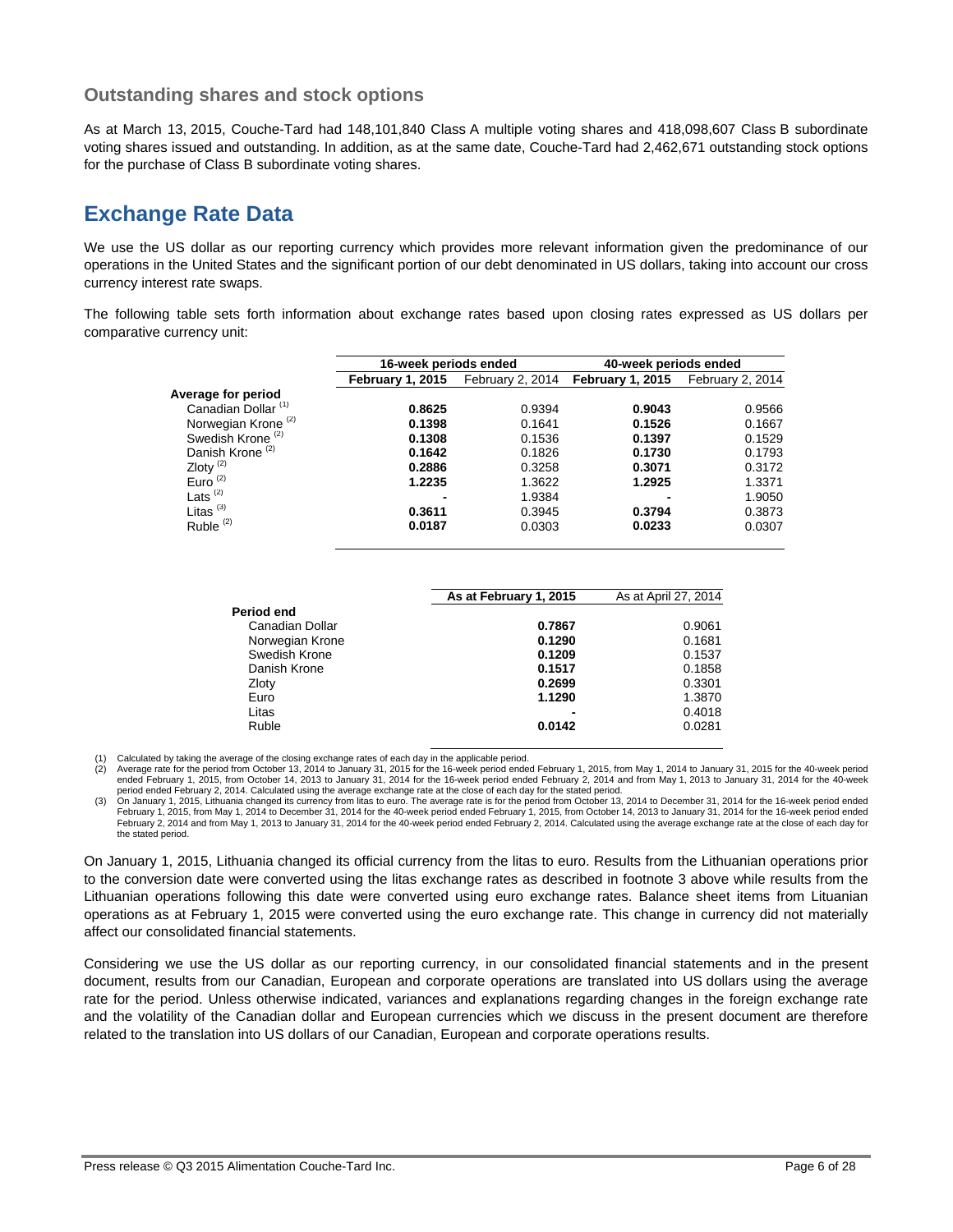### Outstanding shares and stock options

As at March 13, 2015, Couche-Tard had 148,101,840 Class A multiple voting shares and 418,098,607 Class B subordinate voting shares issued and outstanding. In addition, as at the same date, Couche-Tard had 2,462,671 outstanding stock options for the purchase of Class B subordinate voting shares.

## Exchange Rate Data

We use the US dollar as our reporting currency which provides more relevant information given the predominance of our operations in the United States and the significant portion of our debt denominated in US dollars, taking into account our cross currency interest rate swaps.

The following table sets forth information about exchange rates based upon closing rates expressed as US dollars per comparative currency unit:

| | 16-week periods ended | | 40-week periods ended | |
|---|---|---|---|---|
| | **February 1, 2015** | February 2, 2014 | **February 1, 2015** | February 2, 2014 |
| **Average for period** | | | | |
| Canadian Dollar [(1)] | **0.8625** | 0.9394 | **0.9043** | 0.9566 |
| Norwegian Krone [(2)] | **0.1398** | 0.1641 | **0.1526** | 0.1667 |
| Swedish Krone [(2)] | **0.1308** | 0.1536 | **0.1397** | 0.1529 |
| Danish Krone [(2)] | **0.1642** | 0.1826 | **0.1730** | 0.1793 |
| Zloty [(2)] | **0.2886** | 0.3258 | **0.3071** | 0.3172 |
| Euro [(2)] | **1.2235** | 1.3622 | **1.2925** | 1.3371 |
| Lats [(2)] | **-** | 1.9384 | **-** | 1.9050 |
| Litas [(3)] | **0.3611** | 0.3945 | **0.3794** | 0.3873 |
| Ruble [(2)] | **0.0187** | 0.0303 | **0.0233** | 0.0307 |

| | As at February 1, 2015 | As at April 27, 2014 |
|---|---|---|
| **Period end** | | |
| Canadian Dollar | **0.7867** | 0.9061 |
| Norwegian Krone | **0.1290** | 0.1681 |
| Swedish Krone | **0.1209** | 0.1537 |
| Danish Krone | **0.1517** | 0.1858 |
| Zloty | **0.2699** | 0.3301 |
| Euro | **1.1290** | 1.3870 |
| Litas | **-** | 0.4018 |
| Ruble | **0.0142** | 0.0281 |

(1) Calculated by taking the average of the closing exchange rates of each day in the applicable period.
(2) Average rate for the period from October 13, 2014 to January 31, 2015 for the 16-week period ended February 1, 2015, from May 1, 2014 to January 31, 2015 for the 40-week period ended February 1, 2015, from October 14, 2013 to January 31, 2014 for the 16-week period ended February 2, 2014 and from May 1, 2013 to January 31, 2014 for the 40-week period ended February 2, 2014. Calculated using the average exchange rate at the close of each day for the stated period.
(3) On January 1, 2015, Lithuania changed its currency from litas to euro. The average rate is for the period from October 13, 2014 to December 31, 2014 for the 16-week period ended February 1, 2015, from May 1, 2014 to December 31, 2014 for the 40-week period ended February 1, 2015, from October 14, 2013 to January 31, 2014 for the 16-week period ended February 2, 2014 and from May 1, 2013 to January 31, 2014 for the 40-week period ended February 2, 2014. Calculated using the average exchange rate at the close of each day for the stated period.

On January 1, 2015, Lithuania changed its official currency from the litas to euro. Results from the Lithuanian operations prior to the conversion date were converted using the litas exchange rates as described in footnote 3 above while results from the Lithuanian operations following this date were converted using euro exchange rates. Balance sheet items from Lituanian operations as at February 1, 2015 were converted using the euro exchange rate. This change in currency did not materially affect our consolidated financial statements.

Considering we use the US dollar as our reporting currency, in our consolidated financial statements and in the present document, results from our Canadian, European and corporate operations are translated into US dollars using the average rate for the period. Unless otherwise indicated, variances and explanations regarding changes in the foreign exchange rate and the volatility of the Canadian dollar and European currencies which we discuss in the present document are therefore related to the translation into US dollars of our Canadian, European and corporate operations results.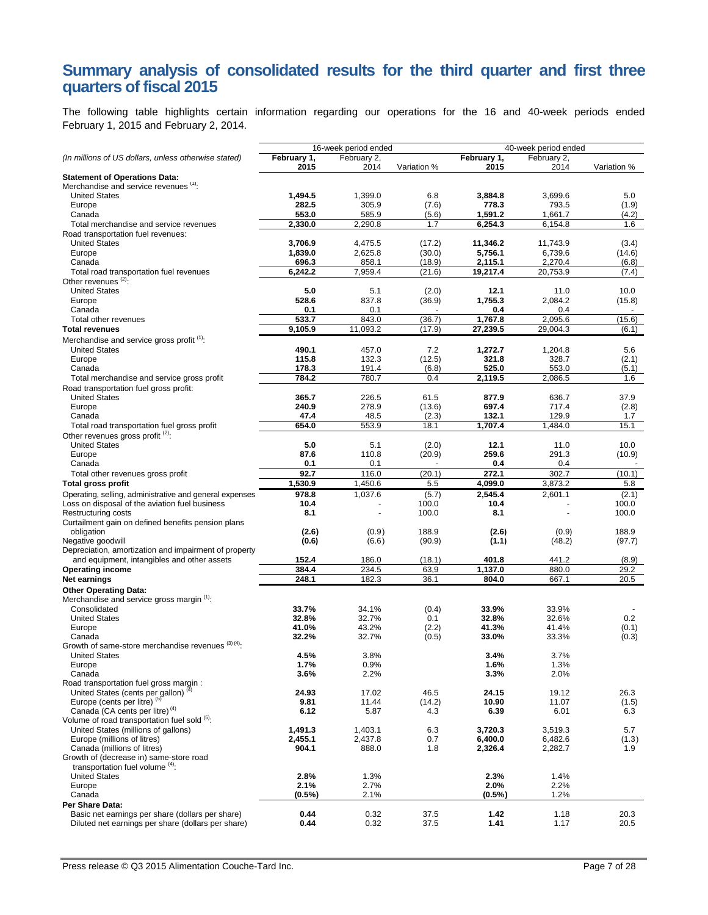# Summary analysis of consolidated results for the third quarter and first three quarters of fiscal 2015

The following table highlights certain information regarding our operations for the 16 and 40-week periods ended February 1, 2015 and February 2, 2014.

| *(In millions of US dollars, unless otherwise stated)* | 16-week period ended | | | 40-week period ended | | |
|---|---|---|---|---|---|---|
| | **February 1, 2015** | February 2, 2014 | Variation % | **February 1, 2015** | February 2, 2014 | Variation % |
| **Statement of Operations Data:** | | | | | | |
| Merchandise and service revenues [(1)]: | | | | | | |
| United States | **1,494.5** | 1,399.0 | 6.8 | **3,884.8** | 3,699.6 | 5.0 |
| Europe | **282.5** | 305.9 | (7.6) | **778.3** | 793.5 | (1.9) |
| Canada | **553.0** | 585.9 | (5.6) | **1,591.2** | 1,661.7 | (4.2) |
| Total merchandise and service revenues | **2,330.0** | 2,290.8 | 1.7 | **6,254.3** | 6,154.8 | 1.6 |
| Road transportation fuel revenues: | | | | | | |
| United States | **3,706.9** | 4,475.5 | (17.2) | **11,346.2** | 11,743.9 | (3.4) |
| Europe | **1,839.0** | 2,625.8 | (30.0) | **5,756.1** | 6,739.6 | (14.6) |
| Canada | **696.3** | 858.1 | (18.9) | **2,115.1** | 2,270.4 | (6.8) |
| Total road transportation fuel revenues | **6,242.2** | 7,959.4 | (21.6) | **19,217.4** | 20,753.9 | (7.4) |
| Other revenues [(2)]: | | | | | | |
| United States | **5.0** | 5.1 | (2.0) | **12.1** | 11.0 | 10.0 |
| Europe | **528.6** | 837.8 | (36.9) | **1,755.3** | 2,084.2 | (15.8) |
| Canada | **0.1** | 0.1 | - | **0.4** | 0.4 | - |
| Total other revenues | **533.7** | 843.0 | (36.7) | **1,767.8** | 2,095.6 | (15.6) |
| **Total revenues** | **9,105.9** | 11,093.2 | (17.9) | **27,239.5** | 29,004.3 | (6.1) |
| Merchandise and service gross profit [(1)]: | | | | | | |
| United States | **490.1** | 457.0 | 7.2 | **1,272.7** | 1,204.8 | 5.6 |
| Europe | **115.8** | 132.3 | (12.5) | **321.8** | 328.7 | (2.1) |
| Canada | **178.3** | 191.4 | (6.8) | **525.0** | 553.0 | (5.1) |
| Total merchandise and service gross profit | **784.2** | 780.7 | 0.4 | **2,119.5** | 2,086.5 | 1.6 |
| Road transportation fuel gross profit: | | | | | | |
| United States | **365.7** | 226.5 | 61.5 | **877.9** | 636.7 | 37.9 |
| Europe | **240.9** | 278.9 | (13.6) | **697.4** | 717.4 | (2.8) |
| Canada | **47.4** | 48.5 | (2.3) | **132.1** | 129.9 | 1.7 |
| Total road transportation fuel gross profit | **654.0** | 553.9 | 18.1 | **1,707.4** | 1,484.0 | 15.1 |
| Other revenues gross profit [(2)]: | | | | | | |
| United States | **5.0** | 5.1 | (2.0) | **12.1** | 11.0 | 10.0 |
| Europe | **87.6** | 110.8 | (20.9) | **259.6** | 291.3 | (10.9) |
| Canada | **0.1** | 0.1 | - | **0.4** | 0.4 | - |
| Total other revenues gross profit | **92.7** | 116.0 | (20.1) | **272.1** | 302.7 | (10.1) |
| **Total gross profit** | **1,530.9** | 1,450.6 | 5.5 | **4,099.0** | 3,873.2 | 5.8 |
| Operating, selling, administrative and general expenses | **978.8** | 1,037.6 | (5.7) | **2,545.4** | 2,601.1 | (2.1) |
| Loss on disposal of the aviation fuel business | **10.4** | - | 100.0 | **10.4** | - | 100.0 |
| Restructuring costs | **8.1** | - | 100.0 | **8.1** | - | 100.0 |
| Curtailment gain on defined benefits pension plans obligation | **(2.6)** | (0.9) | 188.9 | **(2.6)** | (0.9) | 188.9 |
| Negative goodwill | **(0.6)** | (6.6) | (90.9) | **(1.1)** | (48.2) | (97.7) |
| Depreciation, amortization and impairment of property and equipment, intangibles and other assets | **152.4** | 186.0 | (18.1) | **401.8** | 441.2 | (8.9) |
| **Operating income** | **384.4** | 234.5 | 63.9 | **1,137.0** | 880.0 | 29.2 |
| **Net earnings** | **248.1** | 182.3 | 36.1 | **804.0** | 667.1 | 20.5 |
| **Other Operating Data:** | | | | | | |
| Merchandise and service gross margin [(1)]: | | | | | | |
| Consolidated | **33.7%** | 34.1% | (0.4) | **33.9%** | 33.9% | - |
| United States | **32.8%** | 32.7% | 0.1 | **32.8%** | 32.6% | 0.2 |
| Europe | **41.0%** | 43.2% | (2.2) | **41.3%** | 41.4% | (0.1) |
| Canada | **32.2%** | 32.7% | (0.5) | **33.0%** | 33.3% | (0.3) |
| Growth of same-store merchandise revenues [(3) (4)]: | | | | | | |
| United States | **4.5%** | 3.8% | | **3.4%** | 3.7% | |
| Europe | **1.7%** | 0.9% | | **1.6%** | 1.3% | |
| Canada | **3.6%** | 2.2% | | **3.3%** | 2.0% | |
| Road transportation fuel gross margin : | | | | | | |
| United States (cents per gallon) [(4)] | **24.93** | 17.02 | 46.5 | **24.15** | 19.12 | 26.3 |
| Europe (cents per litre) [(5)] | **9.81** | 11.44 | (14.2) | **10.90** | 11.07 | (1.5) |
| Canada (CA cents per litre) [(4)] | **6.12** | 5.87 | 4.3 | **6.39** | 6.01 | 6.3 |
| Volume of road transportation fuel sold [(5)]: | | | | | | |
| United States (millions of gallons) | **1,491.3** | 1,403.1 | 6.3 | **3,720.3** | 3,519.3 | 5.7 |
| Europe (millions of litres) | **2,455.1** | 2,437.8 | 0.7 | **6,400.0** | 6,482.6 | (1.3) |
| Canada (millions of litres) | **904.1** | 888.0 | 1.8 | **2,326.4** | 2,282.7 | 1.9 |
| Growth of (decrease in) same-store road transportation fuel volume [(4)]: | | | | | | |
| United States | **2.8%** | 1.3% | | **2.3%** | 1.4% | |
| Europe | **2.1%** | 2.7% | | **2.0%** | 2.2% | |
| Canada | **(0.5%)** | 2.1% | | **(0.5%)** | 1.2% | |
| **Per Share Data:** | | | | | | |
| Basic net earnings per share (dollars per share) | **0.44** | 0.32 | 37.5 | **1.42** | 1.18 | 20.3 |
| Diluted net earnings per share (dollars per share) | **0.44** | 0.32 | 37.5 | **1.41** | 1.17 | 20.5 |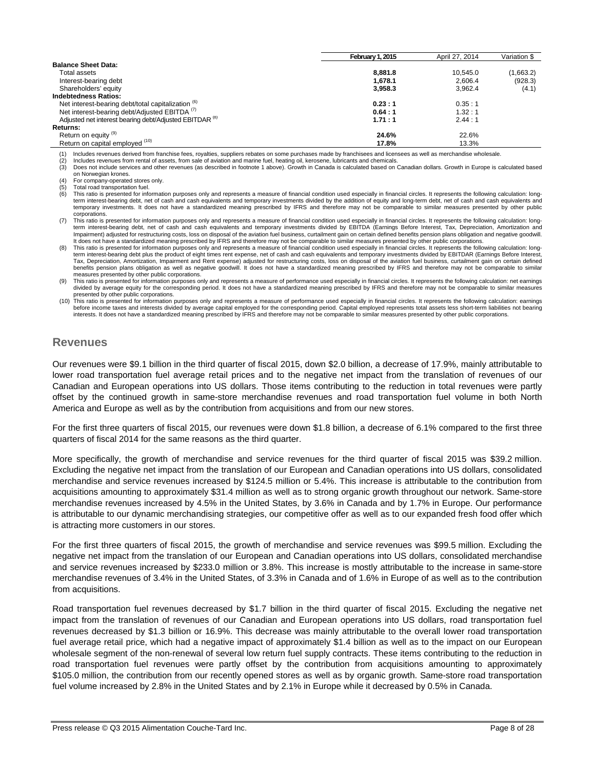| | February 1, 2015 | April 27, 2014 | Variation $ |
|---|---|---|---|
| **Balance Sheet Data:** | | | |
| Total assets | **8,881.8** | 10,545.0 | (1,663.2) |
| Interest-bearing debt | **1,678.1** | 2,606.4 | (928.3) |
| Shareholders' equity | **3,958.3** | 3,962.4 | (4.1) |
| **Indebtedness Ratios:** | | | |
| Net interest-bearing debt/total capitalization (6) | **0.23 : 1** | 0.35 : 1 | |
| Net interest-bearing debt/Adjusted EBITDA (7) | **0.64 : 1** | 1.32 : 1 | |
| Adjusted net interest bearing debt/Adjusted EBITDAR (8) | **1.71 : 1** | 2.44 : 1 | |
| **Returns:** | | | |
| Return on equity (9) | **24.6%** | 22.6% | |
| Return on capital employed (10) | **17.8%** | 13.3% | |

(1) Includes revenues derived from franchise fees, royalties, suppliers rebates on some purchases made by franchisees and licensees as well as merchandise wholesale.
(2) Includes revenues from rental of assets, from sale of aviation and marine fuel, heating oil, kerosene, lubricants and chemicals.
(3) Does not include services and other revenues (as described in footnote 1 above). Growth in Canada is calculated based on Canadian dollars. Growth in Europe is calculated based on Norwegian krones.
(4) For company-operated stores only.
(5) Total road transportation fuel.
(6) This ratio is presented for information purposes only and represents a measure of financial condition used especially in financial circles. It represents the following calculation: long-term interest-bearing debt, net of cash and cash equivalents and temporary investments divided by the addition of equity and long-term debt, net of cash and cash equivalents and temporary investments. It does not have a standardized meaning prescribed by IFRS and therefore may not be comparable to similar measures presented by other public corporations.
(7) This ratio is presented for information purposes only and represents a measure of financial condition used especially in financial circles. It represents the following calculation: long-term interest-bearing debt, net of cash and cash equivalents and temporary investments divided by EBITDA (Earnings Before Interest, Tax, Depreciation, Amortization and Impairment) adjusted for restructuring costs, loss on disposal of the aviation fuel business, curtailment gain on certain defined benefits pension plans obligation and negative goodwill. It does not have a standardized meaning prescribed by IFRS and therefore may not be comparable to similar measures presented by other public corporations.
(8) This ratio is presented for information purposes only and represents a measure of financial condition used especially in financial circles. It represents the following calculation: long-term interest-bearing debt plus the product of eight times rent expense, net of cash and cash equivalents and temporary investments divided by EBITDAR (Earnings Before Interest, Tax, Depreciation, Amortization, Impairment and Rent expense) adjusted for restructuring costs, loss on disposal of the aviation fuel business, curtailment gain on certain defined benefits pension plans obligation as well as negative goodwill. It does not have a standardized meaning prescribed by IFRS and therefore may not be comparable to similar measures presented by other public corporations.
(9) This ratio is presented for information purposes only and represents a measure of performance used especially in financial circles. It represents the following calculation: net earnings divided by average equity for the corresponding period. It does not have a standardized meaning prescribed by IFRS and therefore may not be comparable to similar measures presented by other public corporations.
(10) This ratio is presented for information purposes only and represents a measure of performance used especially in financial circles. It represents the following calculation: earnings before income taxes and interests divided by average capital employed for the corresponding period. Capital employed represents total assets less short-term liabilities not bearing interests. It does not have a standardized meaning prescribed by IFRS and therefore may not be comparable to similar measures presented by other public corporations.

## Revenues

Our revenues were $9.1 billion in the third quarter of fiscal 2015, down $2.0 billion, a decrease of 17.9%, mainly attributable to lower road transportation fuel average retail prices and to the negative net impact from the translation of revenues of our Canadian and European operations into US dollars. Those items contributing to the reduction in total revenues were partly offset by the continued growth in same-store merchandise revenues and road transportation fuel volume in both North America and Europe as well as by the contribution from acquisitions and from our new stores.

For the first three quarters of fiscal 2015, our revenues were down $1.8 billion, a decrease of 6.1% compared to the first three quarters of fiscal 2014 for the same reasons as the third quarter.

More specifically, the growth of merchandise and service revenues for the third quarter of fiscal 2015 was $39.2 million. Excluding the negative net impact from the translation of our European and Canadian operations into US dollars, consolidated merchandise and service revenues increased by $124.5 million or 5.4%. This increase is attributable to the contribution from acquisitions amounting to approximately $31.4 million as well as to strong organic growth throughout our network. Same-store merchandise revenues increased by 4.5% in the United States, by 3.6% in Canada and by 1.7% in Europe. Our performance is attributable to our dynamic merchandising strategies, our competitive offer as well as to our expanded fresh food offer which is attracting more customers in our stores.

For the first three quarters of fiscal 2015, the growth of merchandise and service revenues was $99.5 million. Excluding the negative net impact from the translation of our European and Canadian operations into US dollars, consolidated merchandise and service revenues increased by $233.0 million or 3.8%. This increase is mostly attributable to the increase in same-store merchandise revenues of 3.4% in the United States, of 3.3% in Canada and of 1.6% in Europe of as well as to the contribution from acquisitions.

Road transportation fuel revenues decreased by $1.7 billion in the third quarter of fiscal 2015. Excluding the negative net impact from the translation of revenues of our Canadian and European operations into US dollars, road transportation fuel revenues decreased by $1.3 billion or 16.9%. This decrease was mainly attributable to the overall lower road transportation fuel average retail price, which had a negative impact of approximately $1.4 billion as well as to the impact on our European wholesale segment of the non-renewal of several low return fuel supply contracts. These items contributing to the reduction in road transportation fuel revenues were partly offset by the contribution from acquisitions amounting to approximately $105.0 million, the contribution from our recently opened stores as well as by organic growth. Same-store road transportation fuel volume increased by 2.8% in the United States and by 2.1% in Europe while it decreased by 0.5% in Canada.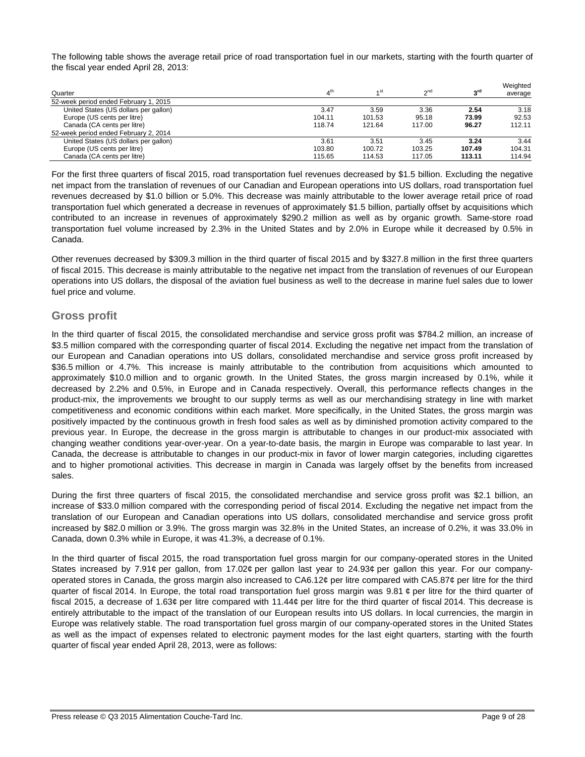The following table shows the average retail price of road transportation fuel in our markets, starting with the fourth quarter of the fiscal year ended April 28, 2013:

| Quarter | 4th | 1st | 2nd | **3rd** | Weighted average |
|---|---|---|---|---|---|
| 52-week period ended February 1, 2015 | | | | | |
| United States (US dollars per gallon) | 3.47 | 3.59 | 3.36 | **2.54** | 3.18 |
| Europe (US cents per litre) | 104.11 | 101.53 | 95.18 | **73.99** | 92.53 |
| Canada (CA cents per litre) | 118.74 | 121.64 | 117.00 | **96.27** | 112.11 |
| 52-week period ended February 2, 2014 | | | | | |
| United States (US dollars per gallon) | 3.61 | 3.51 | 3.45 | **3.24** | 3.44 |
| Europe (US cents per litre) | 103.80 | 100.72 | 103.25 | **107.49** | 104.31 |
| Canada (CA cents per litre) | 115.65 | 114.53 | 117.05 | **113.11** | 114.94 |

For the first three quarters of fiscal 2015, road transportation fuel revenues decreased by $1.5 billion. Excluding the negative net impact from the translation of revenues of our Canadian and European operations into US dollars, road transportation fuel revenues decreased by $1.0 billion or 5.0%. This decrease was mainly attributable to the lower average retail price of road transportation fuel which generated a decrease in revenues of approximately $1.5 billion, partially offset by acquisitions which contributed to an increase in revenues of approximately $290.2 million as well as by organic growth. Same-store road transportation fuel volume increased by 2.3% in the United States and by 2.0% in Europe while it decreased by 0.5% in Canada.

Other revenues decreased by $309.3 million in the third quarter of fiscal 2015 and by $327.8 million in the first three quarters of fiscal 2015. This decrease is mainly attributable to the negative net impact from the translation of revenues of our European operations into US dollars, the disposal of the aviation fuel business as well to the decrease in marine fuel sales due to lower fuel price and volume.

## Gross profit

In the third quarter of fiscal 2015, the consolidated merchandise and service gross profit was $784.2 million, an increase of $3.5 million compared with the corresponding quarter of fiscal 2014. Excluding the negative net impact from the translation of our European and Canadian operations into US dollars, consolidated merchandise and service gross profit increased by $36.5 million or 4.7%. This increase is mainly attributable to the contribution from acquisitions which amounted to approximately $10.0 million and to organic growth. In the United States, the gross margin increased by 0.1%, while it decreased by 2.2% and 0.5%, in Europe and in Canada respectively. Overall, this performance reflects changes in the product-mix, the improvements we brought to our supply terms as well as our merchandising strategy in line with market competitiveness and economic conditions within each market. More specifically, in the United States, the gross margin was positively impacted by the continuous growth in fresh food sales as well as by diminished promotion activity compared to the previous year. In Europe, the decrease in the gross margin is attributable to changes in our product-mix associated with changing weather conditions year-over-year. On a year-to-date basis, the margin in Europe was comparable to last year. In Canada, the decrease is attributable to changes in our product-mix in favor of lower margin categories, including cigarettes and to higher promotional activities. This decrease in margin in Canada was largely offset by the benefits from increased sales.

During the first three quarters of fiscal 2015, the consolidated merchandise and service gross profit was $2.1 billion, an increase of $33.0 million compared with the corresponding period of fiscal 2014. Excluding the negative net impact from the translation of our European and Canadian operations into US dollars, consolidated merchandise and service gross profit increased by $82.0 million or 3.9%. The gross margin was 32.8% in the United States, an increase of 0.2%, it was 33.0% in Canada, down 0.3% while in Europe, it was 41.3%, a decrease of 0.1%.

In the third quarter of fiscal 2015, the road transportation fuel gross margin for our company-operated stores in the United States increased by 7.91¢ per gallon, from 17.02¢ per gallon last year to 24.93¢ per gallon this year. For our company-operated stores in Canada, the gross margin also increased to CA6.12¢ per litre compared with CA5.87¢ per litre for the third quarter of fiscal 2014. In Europe, the total road transportation fuel gross margin was 9.81 ¢ per litre for the third quarter of fiscal 2015, a decrease of 1.63¢ per litre compared with 11.44¢ per litre for the third quarter of fiscal 2014. This decrease is entirely attributable to the impact of the translation of our European results into US dollars. In local currencies, the margin in Europe was relatively stable. The road transportation fuel gross margin of our company-operated stores in the United States as well as the impact of expenses related to electronic payment modes for the last eight quarters, starting with the fourth quarter of fiscal year ended April 28, 2013, were as follows: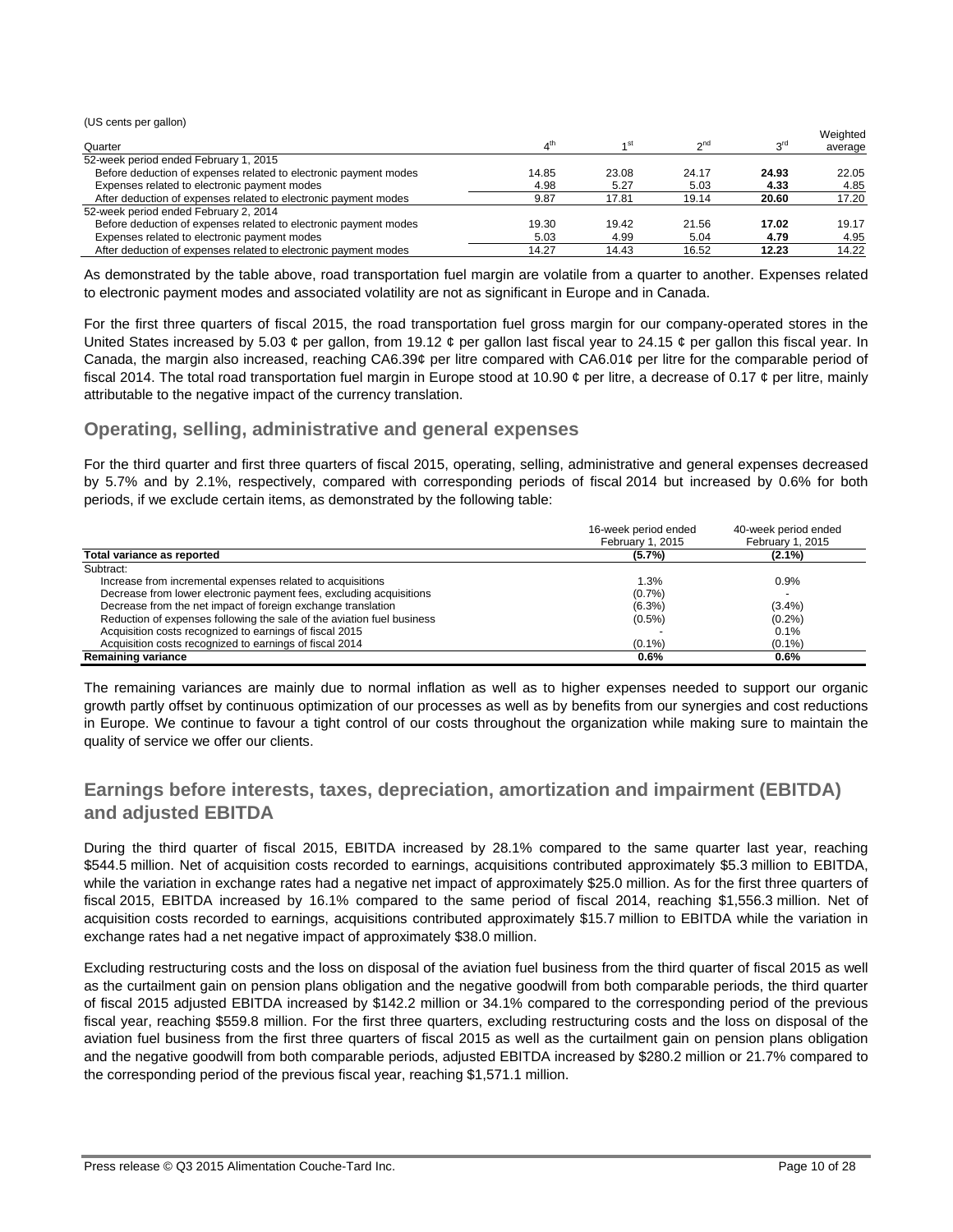(US cents per gallon)

| Quarter | 4th | 1st | 2nd | 3rd | Weighted average |
|---|---|---|---|---|---|
| 52-week period ended February 1, 2015 | | | | | |
| Before deduction of expenses related to electronic payment modes | 14.85 | 23.08 | 24.17 | **24.93** | 22.05 |
| Expenses related to electronic payment modes | 4.98 | 5.27 | 5.03 | **4.33** | 4.85 |
| After deduction of expenses related to electronic payment modes | 9.87 | 17.81 | 19.14 | **20.60** | 17.20 |
| 52-week period ended February 2, 2014 | | | | | |
| Before deduction of expenses related to electronic payment modes | 19.30 | 19.42 | 21.56 | **17.02** | 19.17 |
| Expenses related to electronic payment modes | 5.03 | 4.99 | 5.04 | **4.79** | 4.95 |
| After deduction of expenses related to electronic payment modes | 14.27 | 14.43 | 16.52 | **12.23** | 14.22 |

As demonstrated by the table above, road transportation fuel margin are volatile from a quarter to another. Expenses related to electronic payment modes and associated volatility are not as significant in Europe and in Canada.

For the first three quarters of fiscal 2015, the road transportation fuel gross margin for our company-operated stores in the United States increased by 5.03 ¢ per gallon, from 19.12 ¢ per gallon last fiscal year to 24.15 ¢ per gallon this fiscal year. In Canada, the margin also increased, reaching CA6.39¢ per litre compared with CA6.01¢ per litre for the comparable period of fiscal 2014. The total road transportation fuel margin in Europe stood at 10.90 ¢ per litre, a decrease of 0.17 ¢ per litre, mainly attributable to the negative impact of the currency translation.

## Operating, selling, administrative and general expenses

For the third quarter and first three quarters of fiscal 2015, operating, selling, administrative and general expenses decreased by 5.7% and by 2.1%, respectively, compared with corresponding periods of fiscal 2014 but increased by 0.6% for both periods, if we exclude certain items, as demonstrated by the following table:

| | 16-week period ended February 1, 2015 | 40-week period ended February 1, 2015 |
|---|---|---|
| **Total variance as reported** | **(5.7%)** | **(2.1%)** |
| Subtract: | | |
| Increase from incremental expenses related to acquisitions | 1.3% | 0.9% |
| Decrease from lower electronic payment fees, excluding acquisitions | (0.7%) | - |
| Decrease from the net impact of foreign exchange translation | (6.3%) | (3.4%) |
| Reduction of expenses following the sale of the aviation fuel business | (0.5%) | (0.2%) |
| Acquisition costs recognized to earnings of fiscal 2015 | - | 0.1% |
| Acquisition costs recognized to earnings of fiscal 2014 | (0.1%) | (0.1%) |
| **Remaining variance** | **0.6%** | **0.6%** |

The remaining variances are mainly due to normal inflation as well as to higher expenses needed to support our organic growth partly offset by continuous optimization of our processes as well as by benefits from our synergies and cost reductions in Europe. We continue to favour a tight control of our costs throughout the organization while making sure to maintain the quality of service we offer our clients.

## Earnings before interests, taxes, depreciation, amortization and impairment (EBITDA) and adjusted EBITDA

During the third quarter of fiscal 2015, EBITDA increased by 28.1% compared to the same quarter last year, reaching $544.5 million. Net of acquisition costs recorded to earnings, acquisitions contributed approximately $5.3 million to EBITDA, while the variation in exchange rates had a negative net impact of approximately $25.0 million. As for the first three quarters of fiscal 2015, EBITDA increased by 16.1% compared to the same period of fiscal 2014, reaching $1,556.3 million. Net of acquisition costs recorded to earnings, acquisitions contributed approximately $15.7 million to EBITDA while the variation in exchange rates had a net negative impact of approximately $38.0 million.

Excluding restructuring costs and the loss on disposal of the aviation fuel business from the third quarter of fiscal 2015 as well as the curtailment gain on pension plans obligation and the negative goodwill from both comparable periods, the third quarter of fiscal 2015 adjusted EBITDA increased by $142.2 million or 34.1% compared to the corresponding period of the previous fiscal year, reaching $559.8 million. For the first three quarters, excluding restructuring costs and the loss on disposal of the aviation fuel business from the first three quarters of fiscal 2015 as well as the curtailment gain on pension plans obligation and the negative goodwill from both comparable periods, adjusted EBITDA increased by $280.2 million or 21.7% compared to the corresponding period of the previous fiscal year, reaching $1,571.1 million.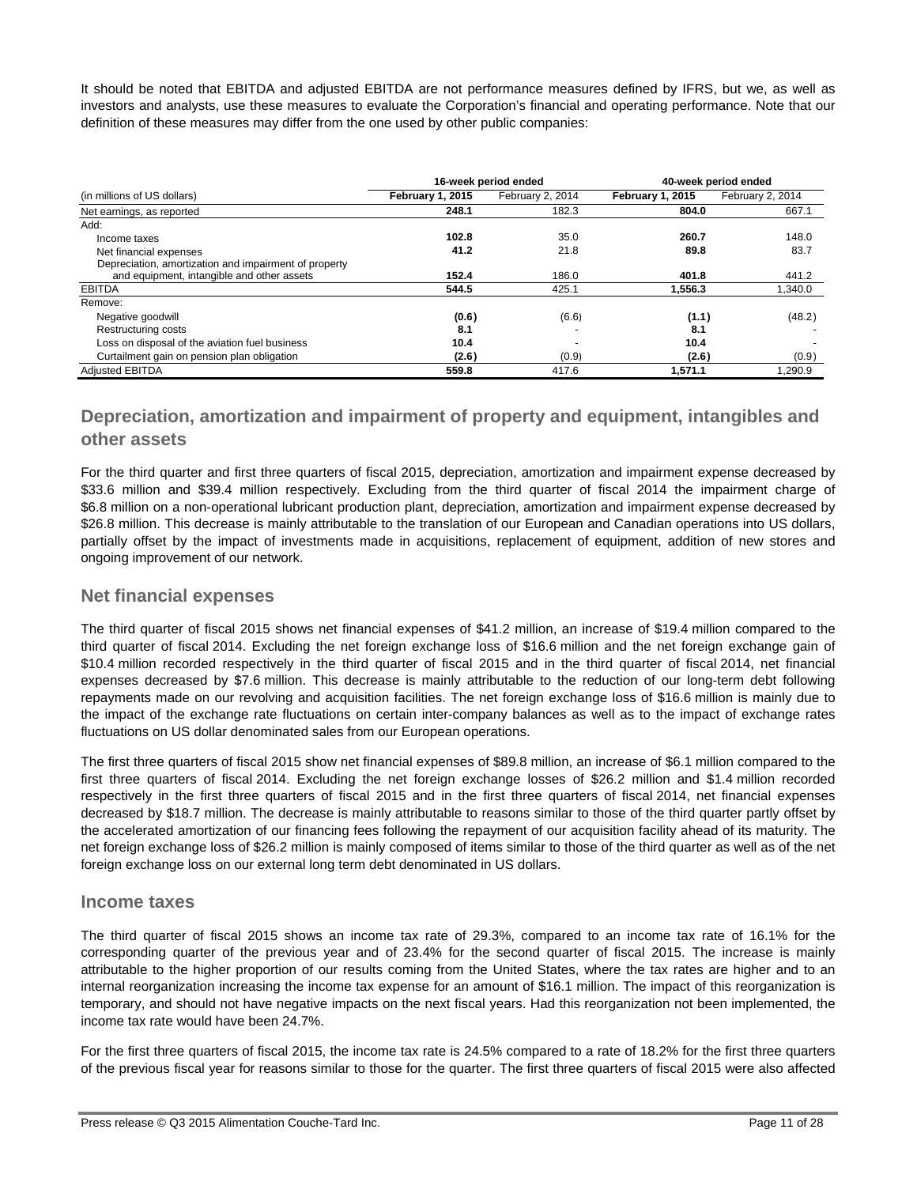It should be noted that EBITDA and adjusted EBITDA are not performance measures defined by IFRS, but we, as well as investors and analysts, use these measures to evaluate the Corporation's financial and operating performance. Note that our definition of these measures may differ from the one used by other public companies:

| | 16-week period ended | | 40-week period ended | |
|---|---|---|---|---|
| (in millions of US dollars) | **February 1, 2015** | February 2, 2014 | **February 1, 2015** | February 2, 2014 |
| Net earnings, as reported | **248.1** | 182.3 | **804.0** | 667.1 |
| Add: | | | | |
| Income taxes | **102.8** | 35.0 | **260.7** | 148.0 |
| Net financial expenses | **41.2** | 21.8 | **89.8** | 83.7 |
| Depreciation, amortization and impairment of property and equipment, intangible and other assets | **152.4** | 186.0 | **401.8** | 441.2 |
| EBITDA | **544.5** | 425.1 | **1,556.3** | 1,340.0 |
| Remove: | | | | |
| Negative goodwill | **(0.6)** | (6.6) | **(1.1)** | (48.2) |
| Restructuring costs | **8.1** | - | **8.1** | - |
| Loss on disposal of the aviation fuel business | **10.4** | - | **10.4** | - |
| Curtailment gain on pension plan obligation | **(2.6)** | (0.9) | **(2.6)** | (0.9) |
| Adjusted EBITDA | **559.8** | 417.6 | **1,571.1** | 1,290.9 |

## Depreciation, amortization and impairment of property and equipment, intangibles and other assets

For the third quarter and first three quarters of fiscal 2015, depreciation, amortization and impairment expense decreased by $33.6 million and $39.4 million respectively. Excluding from the third quarter of fiscal 2014 the impairment charge of $6.8 million on a non-operational lubricant production plant, depreciation, amortization and impairment expense decreased by $26.8 million. This decrease is mainly attributable to the translation of our European and Canadian operations into US dollars, partially offset by the impact of investments made in acquisitions, replacement of equipment, addition of new stores and ongoing improvement of our network.

## Net financial expenses

The third quarter of fiscal 2015 shows net financial expenses of $41.2 million, an increase of $19.4 million compared to the third quarter of fiscal 2014. Excluding the net foreign exchange loss of $16.6 million and the net foreign exchange gain of $10.4 million recorded respectively in the third quarter of fiscal 2015 and in the third quarter of fiscal 2014, net financial expenses decreased by $7.6 million. This decrease is mainly attributable to the reduction of our long-term debt following repayments made on our revolving and acquisition facilities. The net foreign exchange loss of $16.6 million is mainly due to the impact of the exchange rate fluctuations on certain inter-company balances as well as to the impact of exchange rates fluctuations on US dollar denominated sales from our European operations.

The first three quarters of fiscal 2015 show net financial expenses of $89.8 million, an increase of $6.1 million compared to the first three quarters of fiscal 2014. Excluding the net foreign exchange losses of $26.2 million and $1.4 million recorded respectively in the first three quarters of fiscal 2015 and in the first three quarters of fiscal 2014, net financial expenses decreased by $18.7 million. The decrease is mainly attributable to reasons similar to those of the third quarter partly offset by the accelerated amortization of our financing fees following the repayment of our acquisition facility ahead of its maturity. The net foreign exchange loss of $26.2 million is mainly composed of items similar to those of the third quarter as well as of the net foreign exchange loss on our external long term debt denominated in US dollars.

## Income taxes

The third quarter of fiscal 2015 shows an income tax rate of 29.3%, compared to an income tax rate of 16.1% for the corresponding quarter of the previous year and of 23.4% for the second quarter of fiscal 2015. The increase is mainly attributable to the higher proportion of our results coming from the United States, where the tax rates are higher and to an internal reorganization increasing the income tax expense for an amount of $16.1 million. The impact of this reorganization is temporary, and should not have negative impacts on the next fiscal years. Had this reorganization not been implemented, the income tax rate would have been 24.7%.

For the first three quarters of fiscal 2015, the income tax rate is 24.5% compared to a rate of 18.2% for the first three quarters of the previous fiscal year for reasons similar to those for the quarter. The first three quarters of fiscal 2015 were also affected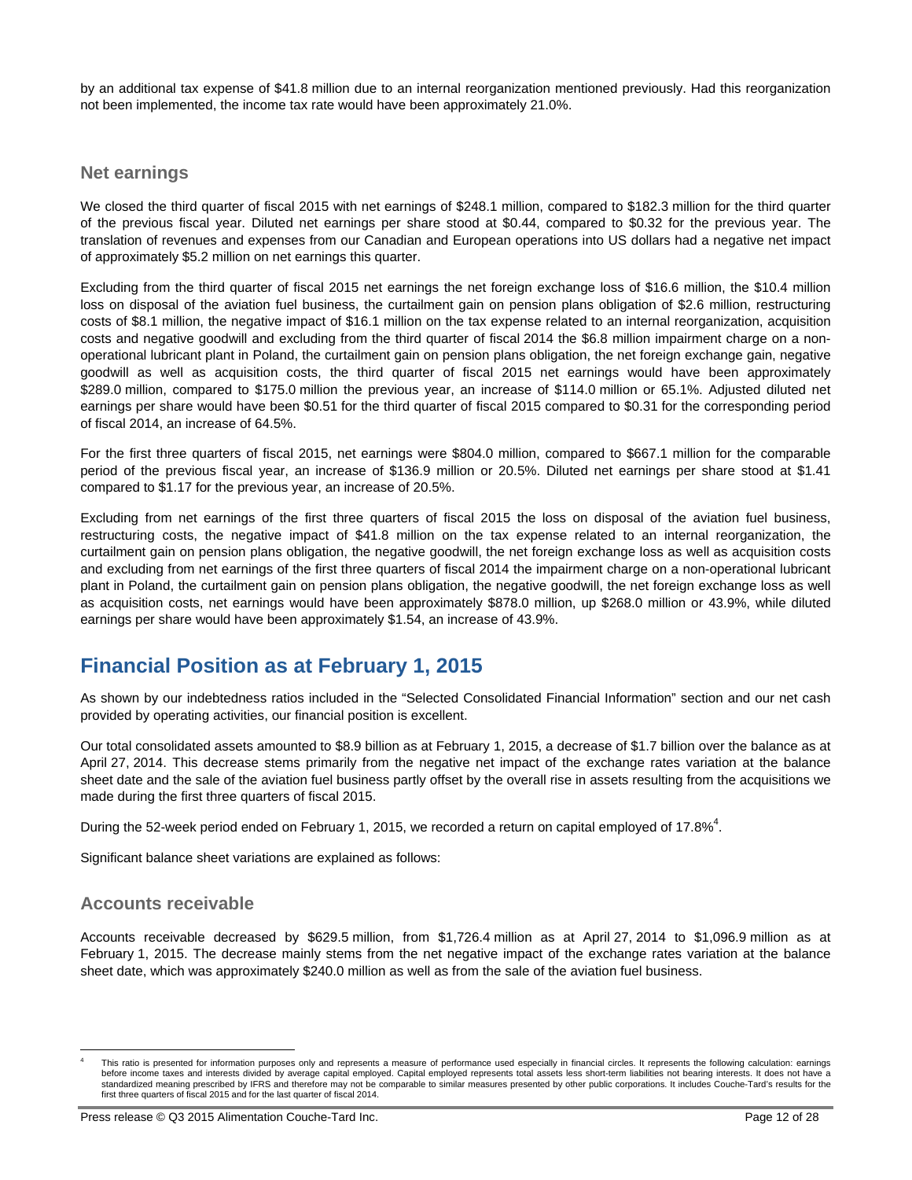by an additional tax expense of $41.8 million due to an internal reorganization mentioned previously. Had this reorganization not been implemented, the income tax rate would have been approximately 21.0%.

### Net earnings

We closed the third quarter of fiscal 2015 with net earnings of $248.1 million, compared to $182.3 million for the third quarter of the previous fiscal year. Diluted net earnings per share stood at $0.44, compared to $0.32 for the previous year. The translation of revenues and expenses from our Canadian and European operations into US dollars had a negative net impact of approximately $5.2 million on net earnings this quarter.

Excluding from the third quarter of fiscal 2015 net earnings the net foreign exchange loss of $16.6 million, the $10.4 million loss on disposal of the aviation fuel business, the curtailment gain on pension plans obligation of $2.6 million, restructuring costs of $8.1 million, the negative impact of $16.1 million on the tax expense related to an internal reorganization, acquisition costs and negative goodwill and excluding from the third quarter of fiscal 2014 the $6.8 million impairment charge on a non-operational lubricant plant in Poland, the curtailment gain on pension plans obligation, the net foreign exchange gain, negative goodwill as well as acquisition costs, the third quarter of fiscal 2015 net earnings would have been approximately $289.0 million, compared to $175.0 million the previous year, an increase of $114.0 million or 65.1%. Adjusted diluted net earnings per share would have been $0.51 for the third quarter of fiscal 2015 compared to $0.31 for the corresponding period of fiscal 2014, an increase of 64.5%.

For the first three quarters of fiscal 2015, net earnings were $804.0 million, compared to $667.1 million for the comparable period of the previous fiscal year, an increase of $136.9 million or 20.5%. Diluted net earnings per share stood at $1.41 compared to $1.17 for the previous year, an increase of 20.5%.

Excluding from net earnings of the first three quarters of fiscal 2015 the loss on disposal of the aviation fuel business, restructuring costs, the negative impact of $41.8 million on the tax expense related to an internal reorganization, the curtailment gain on pension plans obligation, the negative goodwill, the net foreign exchange loss as well as acquisition costs and excluding from net earnings of the first three quarters of fiscal 2014 the impairment charge on a non-operational lubricant plant in Poland, the curtailment gain on pension plans obligation, the negative goodwill, the net foreign exchange loss as well as acquisition costs, net earnings would have been approximately $878.0 million, up $268.0 million or 43.9%, while diluted earnings per share would have been approximately $1.54, an increase of 43.9%.

## Financial Position as at February 1, 2015

As shown by our indebtedness ratios included in the “Selected Consolidated Financial Information” section and our net cash provided by operating activities, our financial position is excellent.

Our total consolidated assets amounted to $8.9 billion as at February 1, 2015, a decrease of $1.7 billion over the balance as at April 27, 2014. This decrease stems primarily from the negative net impact of the exchange rates variation at the balance sheet date and the sale of the aviation fuel business partly offset by the overall rise in assets resulting from the acquisitions we made during the first three quarters of fiscal 2015.

During the 52-week period ended on February 1, 2015, we recorded a return on capital employed of 17.8%[4].

Significant balance sheet variations are explained as follows:

### Accounts receivable

Accounts receivable decreased by $629.5 million, from $1,726.4 million as at April 27, 2014 to $1,096.9 million as at February 1, 2015. The decrease mainly stems from the net negative impact of the exchange rates variation at the balance sheet date, which was approximately $240.0 million as well as from the sale of the aviation fuel business.

[4] This ratio is presented for information purposes only and represents a measure of performance used especially in financial circles. It represents the following calculation: earnings before income taxes and interests divided by average capital employed. Capital employed represents total assets less short-term liabilities not bearing interests. It does not have a standardized meaning prescribed by IFRS and therefore may not be comparable to similar measures presented by other public corporations. It includes Couche-Tard's results for the first three quarters of fiscal 2015 and for the last quarter of fiscal 2014.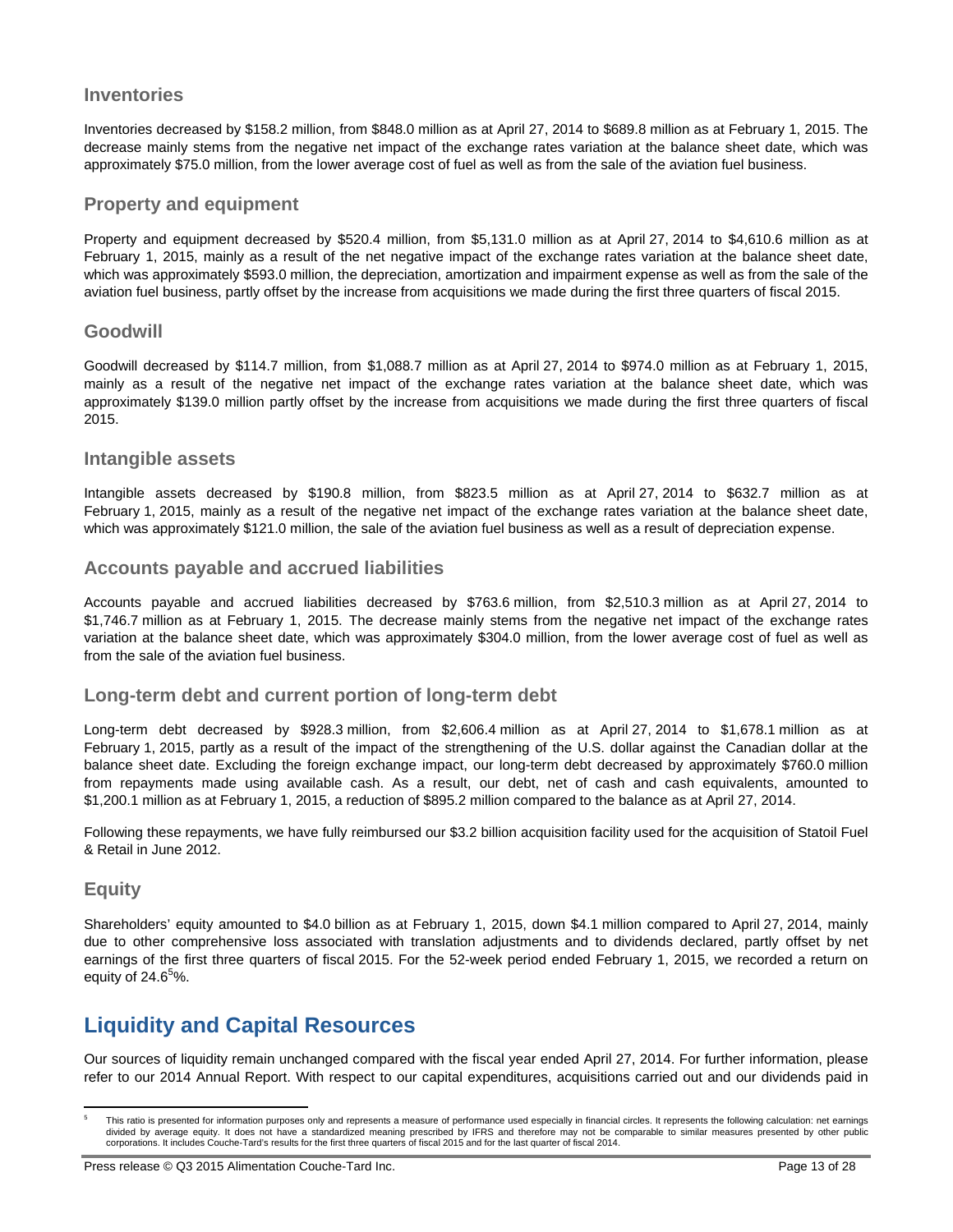## Inventories

Inventories decreased by $158.2 million, from $848.0 million as at April 27, 2014 to $689.8 million as at February 1, 2015. The decrease mainly stems from the negative net impact of the exchange rates variation at the balance sheet date, which was approximately $75.0 million, from the lower average cost of fuel as well as from the sale of the aviation fuel business.

## Property and equipment

Property and equipment decreased by $520.4 million, from $5,131.0 million as at April 27, 2014 to $4,610.6 million as at February 1, 2015, mainly as a result of the net negative impact of the exchange rates variation at the balance sheet date, which was approximately $593.0 million, the depreciation, amortization and impairment expense as well as from the sale of the aviation fuel business, partly offset by the increase from acquisitions we made during the first three quarters of fiscal 2015.

## Goodwill

Goodwill decreased by $114.7 million, from $1,088.7 million as at April 27, 2014 to $974.0 million as at February 1, 2015, mainly as a result of the negative net impact of the exchange rates variation at the balance sheet date, which was approximately $139.0 million partly offset by the increase from acquisitions we made during the first three quarters of fiscal 2015.

## Intangible assets

Intangible assets decreased by $190.8 million, from $823.5 million as at April 27, 2014 to $632.7 million as at February 1, 2015, mainly as a result of the negative net impact of the exchange rates variation at the balance sheet date, which was approximately $121.0 million, the sale of the aviation fuel business as well as a result of depreciation expense.

## Accounts payable and accrued liabilities

Accounts payable and accrued liabilities decreased by $763.6 million, from $2,510.3 million as at April 27, 2014 to $1,746.7 million as at February 1, 2015. The decrease mainly stems from the negative net impact of the exchange rates variation at the balance sheet date, which was approximately $304.0 million, from the lower average cost of fuel as well as from the sale of the aviation fuel business.

## Long-term debt and current portion of long-term debt

Long-term debt decreased by $928.3 million, from $2,606.4 million as at April 27, 2014 to $1,678.1 million as at February 1, 2015, partly as a result of the impact of the strengthening of the U.S. dollar against the Canadian dollar at the balance sheet date. Excluding the foreign exchange impact, our long-term debt decreased by approximately $760.0 million from repayments made using available cash. As a result, our debt, net of cash and cash equivalents, amounted to $1,200.1 million as at February 1, 2015, a reduction of $895.2 million compared to the balance as at April 27, 2014.

Following these repayments, we have fully reimbursed our $3.2 billion acquisition facility used for the acquisition of Statoil Fuel & Retail in June 2012.

## Equity

Shareholders' equity amounted to $4.0 billion as at February 1, 2015, down $4.1 million compared to April 27, 2014, mainly due to other comprehensive loss associated with translation adjustments and to dividends declared, partly offset by net earnings of the first three quarters of fiscal 2015. For the 52-week period ended February 1, 2015, we recorded a return on equity of 24.6[5]%.

# Liquidity and Capital Resources

Our sources of liquidity remain unchanged compared with the fiscal year ended April 27, 2014. For further information, please refer to our 2014 Annual Report. With respect to our capital expenditures, acquisitions carried out and our dividends paid in

[5] This ratio is presented for information purposes only and represents a measure of performance used especially in financial circles. It represents the following calculation: net earnings divided by average equity. It does not have a standardized meaning prescribed by IFRS and therefore may not be comparable to similar measures presented by other public corporations. It includes Couche-Tard's results for the first three quarters of fiscal 2015 and for the last quarter of fiscal 2014.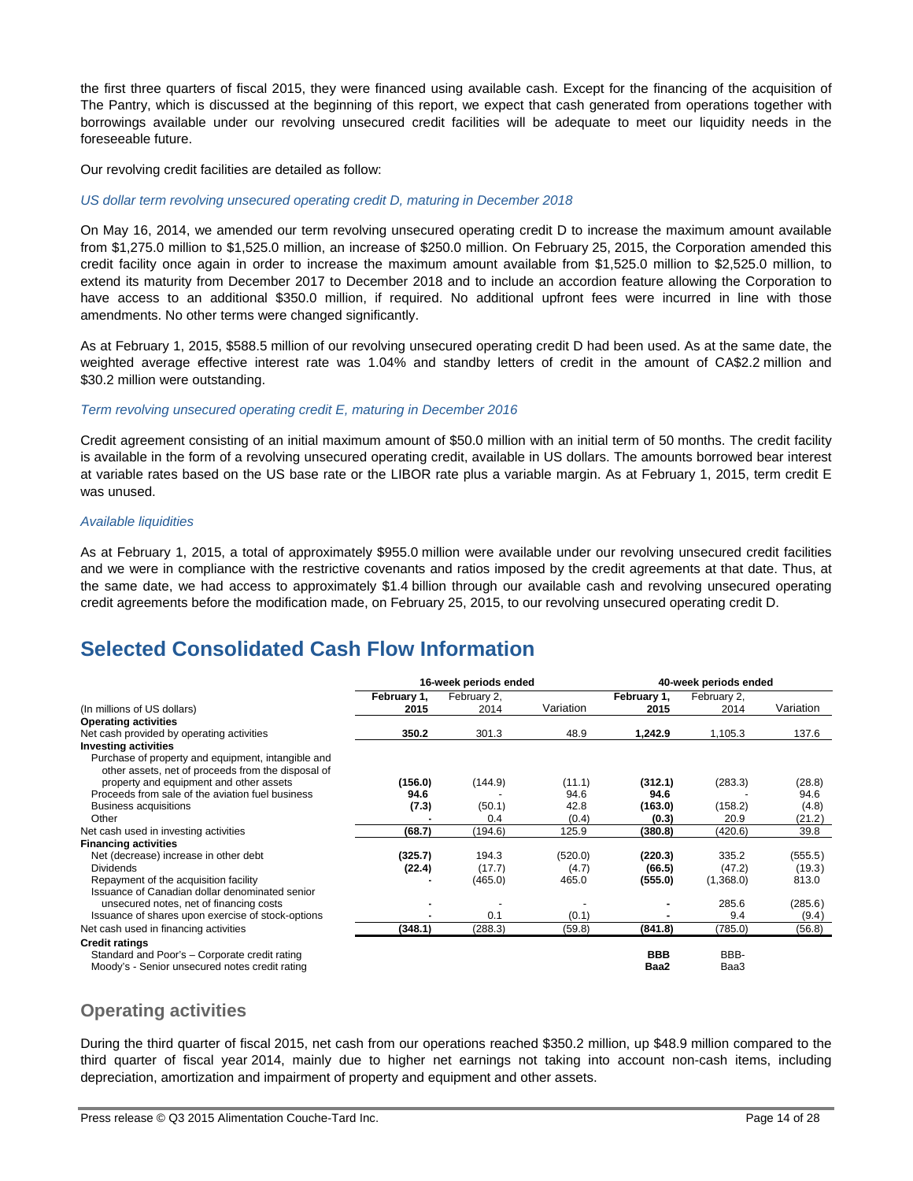the first three quarters of fiscal 2015, they were financed using available cash. Except for the financing of the acquisition of The Pantry, which is discussed at the beginning of this report, we expect that cash generated from operations together with borrowings available under our revolving unsecured credit facilities will be adequate to meet our liquidity needs in the foreseeable future.

Our revolving credit facilities are detailed as follow:

*US dollar term revolving unsecured operating credit D, maturing in December 2018*

On May 16, 2014, we amended our term revolving unsecured operating credit D to increase the maximum amount available from $1,275.0 million to $1,525.0 million, an increase of $250.0 million. On February 25, 2015, the Corporation amended this credit facility once again in order to increase the maximum amount available from $1,525.0 million to $2,525.0 million, to extend its maturity from December 2017 to December 2018 and to include an accordion feature allowing the Corporation to have access to an additional $350.0 million, if required. No additional upfront fees were incurred in line with those amendments. No other terms were changed significantly.

As at February 1, 2015, $588.5 million of our revolving unsecured operating credit D had been used. As at the same date, the weighted average effective interest rate was 1.04% and standby letters of credit in the amount of CA$2.2 million and $30.2 million were outstanding.

*Term revolving unsecured operating credit E, maturing in December 2016*

Credit agreement consisting of an initial maximum amount of $50.0 million with an initial term of 50 months. The credit facility is available in the form of a revolving unsecured operating credit, available in US dollars. The amounts borrowed bear interest at variable rates based on the US base rate or the LIBOR rate plus a variable margin. As at February 1, 2015, term credit E was unused.

*Available liquidities*

As at February 1, 2015, a total of approximately $955.0 million were available under our revolving unsecured credit facilities and we were in compliance with the restrictive covenants and ratios imposed by the credit agreements at that date. Thus, at the same date, we had access to approximately $1.4 billion through our available cash and revolving unsecured operating credit agreements before the modification made, on February 25, 2015, to our revolving unsecured operating credit D.

# Selected Consolidated Cash Flow Information

| | 16-week periods ended | | | 40-week periods ended | | |
|---|---|---|---|---|---|---|
| (In millions of US dollars) | **February 1, 2015** | February 2, 2014 | Variation | **February 1, 2015** | February 2, 2014 | Variation |
| **Operating activities** | | | | | | |
| Net cash provided by operating activities | **350.2** | 301.3 | 48.9 | **1,242.9** | 1,105.3 | 137.6 |
| **Investing activities** | | | | | | |
| Purchase of property and equipment, intangible and other assets, net of proceeds from the disposal of property and equipment and other assets | **(156.0)** | (144.9) | (11.1) | **(312.1)** | (283.3) | (28.8) |
| Proceeds from sale of the aviation fuel business | **94.6** | - | 94.6 | **94.6** | - | 94.6 |
| Business acquisitions | **(7.3)** | (50.1) | 42.8 | **(163.0)** | (158.2) | (4.8) |
| Other | **-** | 0.4 | (0.4) | **(0.3)** | 20.9 | (21.2) |
| Net cash used in investing activities | **(68.7)** | (194.6) | 125.9 | **(380.8)** | (420.6) | 39.8 |
| **Financing activities** | | | | | | |
| Net (decrease) increase in other debt | **(325.7)** | 194.3 | (520.0) | **(220.3)** | 335.2 | (555.5) |
| Dividends | **(22.4)** | (17.7) | (4.7) | **(66.5)** | (47.2) | (19.3) |
| Repayment of the acquisition facility | **-** | (465.0) | 465.0 | **(555.0)** | (1,368.0) | 813.0 |
| Issuance of Canadian dollar denominated senior unsecured notes, net of financing costs | **-** | - | - | **-** | 285.6 | (285.6) |
| Issuance of shares upon exercise of stock-options | **-** | 0.1 | (0.1) | **-** | 9.4 | (9.4) |
| Net cash used in financing activities | **(348.1)** | (288.3) | (59.8) | **(841.8)** | (785.0) | (56.8) |
| **Credit ratings** | | | | | | |
| Standard and Poor's – Corporate credit rating | | | | **BBB** | BBB- | |
| Moody's - Senior unsecured notes credit rating | | | | **Baa2** | Baa3 | |

## Operating activities

During the third quarter of fiscal 2015, net cash from our operations reached $350.2 million, up $48.9 million compared to the third quarter of fiscal year 2014, mainly due to higher net earnings not taking into account non-cash items, including depreciation, amortization and impairment of property and equipment and other assets.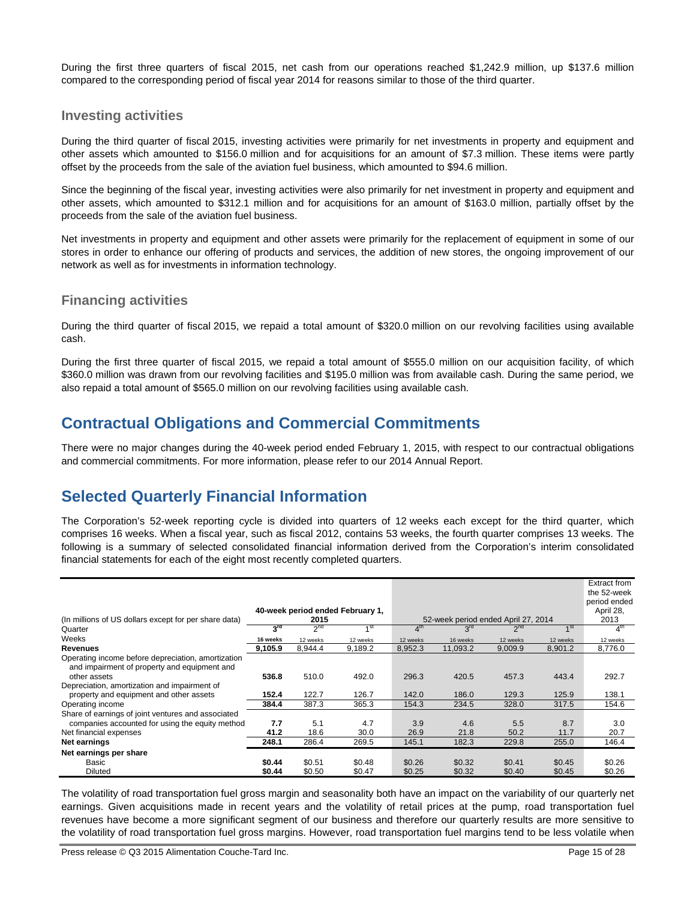During the first three quarters of fiscal 2015, net cash from our operations reached $1,242.9 million, up $137.6 million compared to the corresponding period of fiscal year 2014 for reasons similar to those of the third quarter.

### Investing activities

During the third quarter of fiscal 2015, investing activities were primarily for net investments in property and equipment and other assets which amounted to $156.0 million and for acquisitions for an amount of $7.3 million. These items were partly offset by the proceeds from the sale of the aviation fuel business, which amounted to $94.6 million.

Since the beginning of the fiscal year, investing activities were also primarily for net investment in property and equipment and other assets, which amounted to $312.1 million and for acquisitions for an amount of $163.0 million, partially offset by the proceeds from the sale of the aviation fuel business.

Net investments in property and equipment and other assets were primarily for the replacement of equipment in some of our stores in order to enhance our offering of products and services, the addition of new stores, the ongoing improvement of our network as well as for investments in information technology.

### Financing activities

During the third quarter of fiscal 2015, we repaid a total amount of $320.0 million on our revolving facilities using available cash.

During the first three quarter of fiscal 2015, we repaid a total amount of $555.0 million on our acquisition facility, of which $360.0 million was drawn from our revolving facilities and $195.0 million was from available cash. During the same period, we also repaid a total amount of $565.0 million on our revolving facilities using available cash.

## Contractual Obligations and Commercial Commitments

There were no major changes during the 40-week period ended February 1, 2015, with respect to our contractual obligations and commercial commitments. For more information, please refer to our 2014 Annual Report.

## Selected Quarterly Financial Information

The Corporation's 52-week reporting cycle is divided into quarters of 12 weeks each except for the third quarter, which comprises 16 weeks. When a fiscal year, such as fiscal 2012, contains 53 weeks, the fourth quarter comprises 13 weeks. The following is a summary of selected consolidated financial information derived from the Corporation's interim consolidated financial statements for each of the eight most recently completed quarters.

| (In millions of US dollars except for per share data) | 40-week period ended February 1, 2015 | | | 52-week period ended April 27, 2014 | | | | Extract from the 52-week period ended April 28, 2013 |
|---|---|---|---|---|---|---|---|---|
| Quarter | 3rd | 2nd | 1st | 4th | 3rd | 2nd | 1st | 4th |
| Weeks | 16 weeks | 12 weeks | 12 weeks | 12 weeks | 16 weeks | 12 weeks | 12 weeks | 12 weeks |
| **Revenues** | **9,105.9** | 8,944.4 | 9,189.2 | 8,952.3 | 11,093.2 | 9,009.9 | 8,901.2 | 8,776.0 |
| Operating income before depreciation, amortization and impairment of property and equipment and other assets | **536.8** | 510.0 | 492.0 | 296.3 | 420.5 | 457.3 | 443.4 | 292.7 |
| Depreciation, amortization and impairment of property and equipment and other assets | **152.4** | 122.7 | 126.7 | 142.0 | 186.0 | 129.3 | 125.9 | 138.1 |
| Operating income | **384.4** | 387.3 | 365.3 | 154.3 | 234.5 | 328.0 | 317.5 | 154.6 |
| Share of earnings of joint ventures and associated companies accounted for using the equity method | **7.7** | 5.1 | 4.7 | 3.9 | 4.6 | 5.5 | 8.7 | 3.0 |
| Net financial expenses | **41.2** | 18.6 | 30.0 | 26.9 | 21.8 | 50.2 | 11.7 | 20.7 |
| **Net earnings** | **248.1** | 286.4 | 269.5 | 145.1 | 182.3 | 229.8 | 255.0 | 146.4 |
| **Net earnings per share** | | | | | | | | |
| Basic | **$0.44** | $0.51 | $0.48 | $0.26 | $0.32 | $0.41 | $0.45 | $0.26 |
| Diluted | **$0.44** | $0.50 | $0.47 | $0.25 | $0.32 | $0.40 | $0.45 | $0.26 |

The volatility of road transportation fuel gross margin and seasonality both have an impact on the variability of our quarterly net earnings. Given acquisitions made in recent years and the volatility of retail prices at the pump, road transportation fuel revenues have become a more significant segment of our business and therefore our quarterly results are more sensitive to the volatility of road transportation fuel gross margins. However, road transportation fuel margins tend to be less volatile when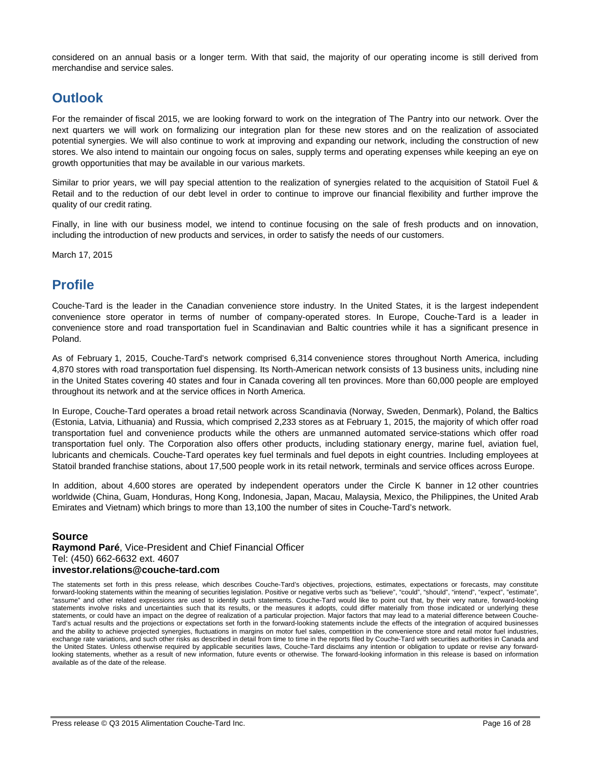considered on an annual basis or a longer term. With that said, the majority of our operating income is still derived from merchandise and service sales.

## Outlook

For the remainder of fiscal 2015, we are looking forward to work on the integration of The Pantry into our network. Over the next quarters we will work on formalizing our integration plan for these new stores and on the realization of associated potential synergies. We will also continue to work at improving and expanding our network, including the construction of new stores. We also intend to maintain our ongoing focus on sales, supply terms and operating expenses while keeping an eye on growth opportunities that may be available in our various markets.

Similar to prior years, we will pay special attention to the realization of synergies related to the acquisition of Statoil Fuel & Retail and to the reduction of our debt level in order to continue to improve our financial flexibility and further improve the quality of our credit rating.

Finally, in line with our business model, we intend to continue focusing on the sale of fresh products and on innovation, including the introduction of new products and services, in order to satisfy the needs of our customers.

March 17, 2015

## Profile

Couche-Tard is the leader in the Canadian convenience store industry. In the United States, it is the largest independent convenience store operator in terms of number of company-operated stores. In Europe, Couche-Tard is a leader in convenience store and road transportation fuel in Scandinavian and Baltic countries while it has a significant presence in Poland.

As of February 1, 2015, Couche-Tard's network comprised 6,314 convenience stores throughout North America, including 4,870 stores with road transportation fuel dispensing. Its North-American network consists of 13 business units, including nine in the United States covering 40 states and four in Canada covering all ten provinces. More than 60,000 people are employed throughout its network and at the service offices in North America.

In Europe, Couche-Tard operates a broad retail network across Scandinavia (Norway, Sweden, Denmark), Poland, the Baltics (Estonia, Latvia, Lithuania) and Russia, which comprised 2,233 stores as at February 1, 2015, the majority of which offer road transportation fuel and convenience products while the others are unmanned automated service-stations which offer road transportation fuel only. The Corporation also offers other products, including stationary energy, marine fuel, aviation fuel, lubricants and chemicals. Couche-Tard operates key fuel terminals and fuel depots in eight countries. Including employees at Statoil branded franchise stations, about 17,500 people work in its retail network, terminals and service offices across Europe.

In addition, about 4,600 stores are operated by independent operators under the Circle K banner in 12 other countries worldwide (China, Guam, Honduras, Hong Kong, Indonesia, Japan, Macau, Malaysia, Mexico, the Philippines, the United Arab Emirates and Vietnam) which brings to more than 13,100 the number of sites in Couche-Tard's network.

**Source**
**Raymond Paré**, Vice-President and Chief Financial Officer
Tel: (450) 662-6632 ext. 4607
**investor.relations@couche-tard.com**

The statements set forth in this press release, which describes Couche-Tard's objectives, projections, estimates, expectations or forecasts, may constitute forward-looking statements within the meaning of securities legislation. Positive or negative verbs such as "believe", "could", "should", "intend", "expect", "estimate", "assume" and other related expressions are used to identify such statements. Couche-Tard would like to point out that, by their very nature, forward-looking statements involve risks and uncertainties such that its results, or the measures it adopts, could differ materially from those indicated or underlying these statements, or could have an impact on the degree of realization of a particular projection. Major factors that may lead to a material difference between Couche-Tard's actual results and the projections or expectations set forth in the forward-looking statements include the effects of the integration of acquired businesses and the ability to achieve projected synergies, fluctuations in margins on motor fuel sales, competition in the convenience store and retail motor fuel industries, exchange rate variations, and such other risks as described in detail from time to time in the reports filed by Couche-Tard with securities authorities in Canada and the United States. Unless otherwise required by applicable securities laws, Couche-Tard disclaims any intention or obligation to update or revise any forward-looking statements, whether as a result of new information, future events or otherwise. The forward-looking information in this release is based on information available as of the date of the release.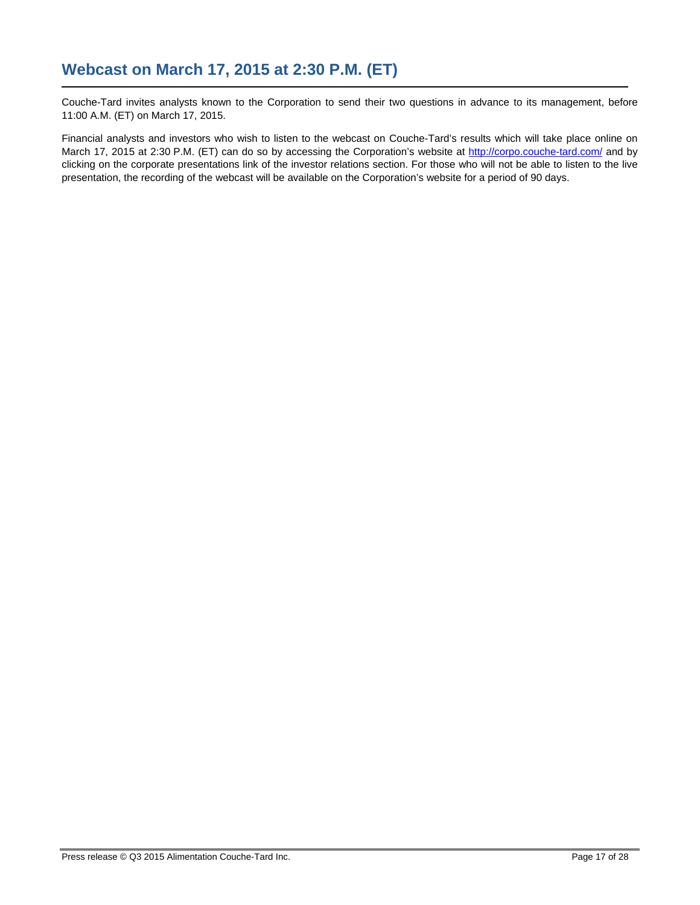## Webcast on March 17, 2015 at 2:30 P.M. (ET)

Couche-Tard invites analysts known to the Corporation to send their two questions in advance to its management, before 11:00 A.M. (ET) on March 17, 2015.

Financial analysts and investors who wish to listen to the webcast on Couche-Tard's results which will take place online on March 17, 2015 at 2:30 P.M. (ET) can do so by accessing the Corporation's website at http://corpo.couche-tard.com/ and by clicking on the corporate presentations link of the investor relations section. For those who will not be able to listen to the live presentation, the recording of the webcast will be available on the Corporation's website for a period of 90 days.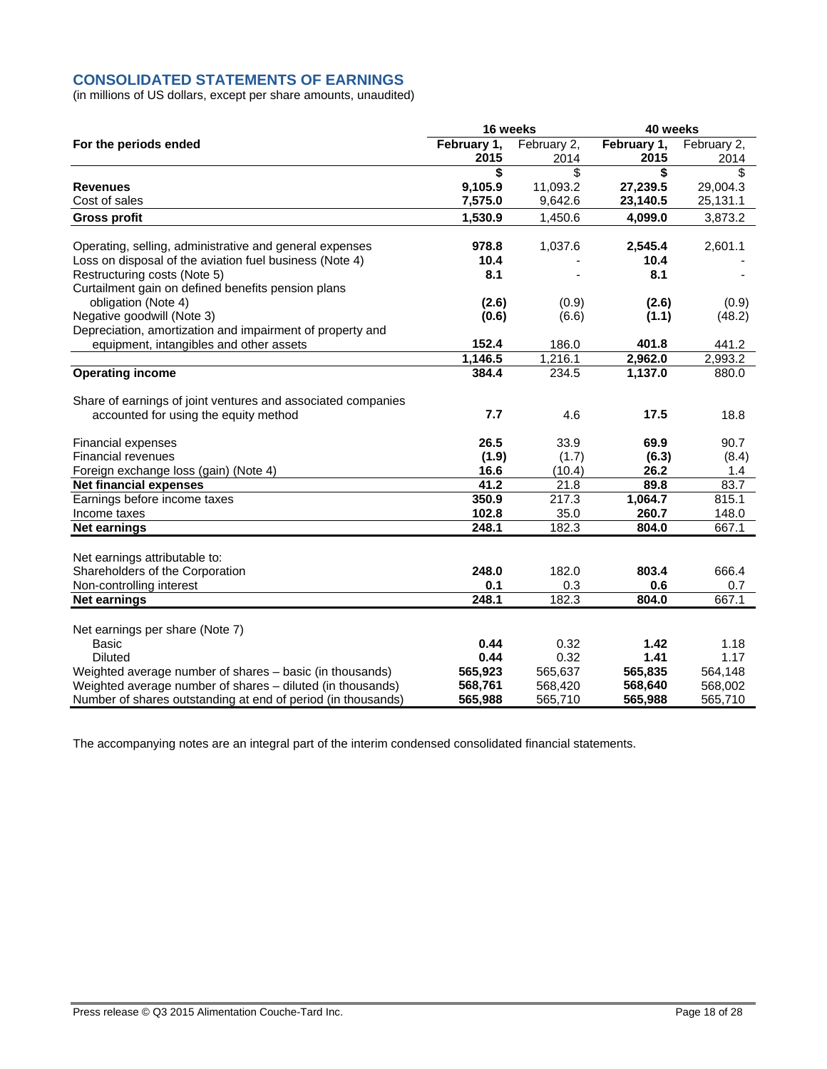## CONSOLIDATED STATEMENTS OF EARNINGS

(in millions of US dollars, except per share amounts, unaudited)

| | 16 weeks | | 40 weeks | |
|---|---|---|---|---|
| **For the periods ended** | **February 1, 2015** | February 2, 2014 | **February 1, 2015** | February 2, 2014 |
| | **$** | $ | **$** | $ |
| **Revenues** | **9,105.9** | 11,093.2 | **27,239.5** | 29,004.3 |
| Cost of sales | **7,575.0** | 9,642.6 | **23,140.5** | 25,131.1 |
| **Gross profit** | **1,530.9** | 1,450.6 | **4,099.0** | 3,873.2 |
| | | | | |
| Operating, selling, administrative and general expenses | **978.8** | 1,037.6 | **2,545.4** | 2,601.1 |
| Loss on disposal of the aviation fuel business (Note 4) | **10.4** | - | **10.4** | - |
| Restructuring costs (Note 5) | **8.1** | - | **8.1** | - |
| Curtailment gain on defined benefits pension plans obligation (Note 4) | **(2.6)** | (0.9) | **(2.6)** | (0.9) |
| Negative goodwill (Note 3) | **(0.6)** | (6.6) | **(1.1)** | (48.2) |
| Depreciation, amortization and impairment of property and equipment, intangibles and other assets | **152.4** | 186.0 | **401.8** | 441.2 |
| | **1,146.5** | 1,216.1 | **2,962.0** | 2,993.2 |
| **Operating income** | **384.4** | 234.5 | **1,137.0** | 880.0 |
| | | | | |
| Share of earnings of joint ventures and associated companies accounted for using the equity method | **7.7** | 4.6 | **17.5** | 18.8 |
| | | | | |
| Financial expenses | **26.5** | 33.9 | **69.9** | 90.7 |
| Financial revenues | **(1.9)** | (1.7) | **(6.3)** | (8.4) |
| Foreign exchange loss (gain) (Note 4) | **16.6** | (10.4) | **26.2** | 1.4 |
| **Net financial expenses** | **41.2** | 21.8 | **89.8** | 83.7 |
| Earnings before income taxes | **350.9** | 217.3 | **1,064.7** | 815.1 |
| Income taxes | **102.8** | 35.0 | **260.7** | 148.0 |
| **Net earnings** | **248.1** | 182.3 | **804.0** | 667.1 |
| | | | | |
| Net earnings attributable to: | | | | |
| Shareholders of the Corporation | **248.0** | 182.0 | **803.4** | 666.4 |
| Non-controlling interest | **0.1** | 0.3 | **0.6** | 0.7 |
| **Net earnings** | **248.1** | 182.3 | **804.0** | 667.1 |
| | | | | |
| Net earnings per share (Note 7) | | | | |
| Basic | **0.44** | 0.32 | **1.42** | 1.18 |
| Diluted | **0.44** | 0.32 | **1.41** | 1.17 |
| Weighted average number of shares – basic (in thousands) | **565,923** | 565,637 | **565,835** | 564,148 |
| Weighted average number of shares – diluted (in thousands) | **568,761** | 568,420 | **568,640** | 568,002 |
| Number of shares outstanding at end of period (in thousands) | **565,988** | 565,710 | **565,988** | 565,710 |

The accompanying notes are an integral part of the interim condensed consolidated financial statements.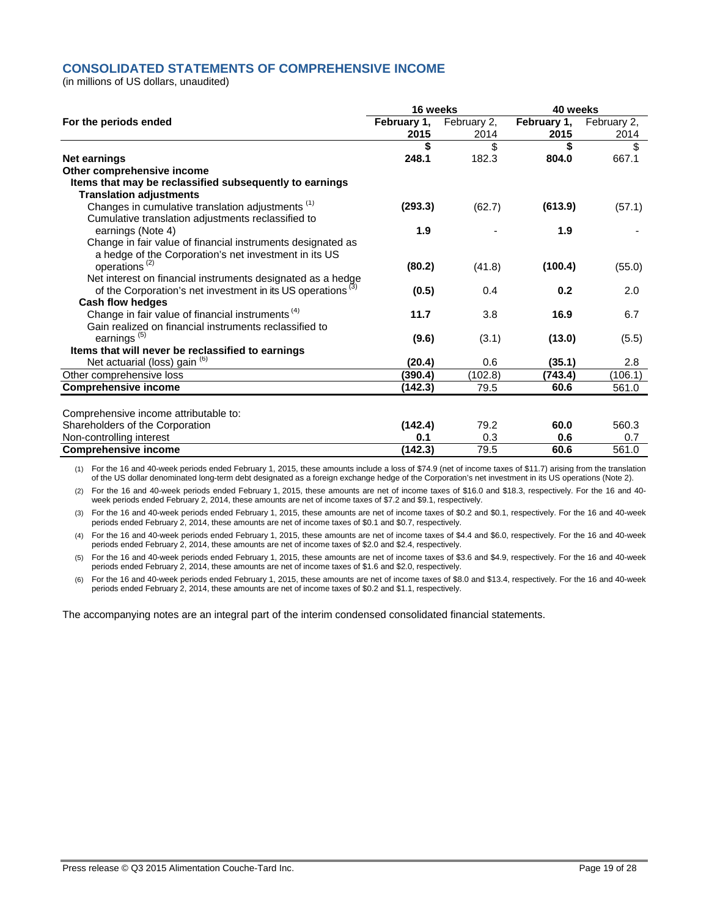## CONSOLIDATED STATEMENTS OF COMPREHENSIVE INCOME

(in millions of US dollars, unaudited)

| | 16 weeks | | 40 weeks | |
|---|---|---|---|---|
| **For the periods ended** | **February 1, 2015** | February 2, 2014 | **February 1, 2015** | February 2, 2014 |
| | **$** | $ | **$** | $ |
| **Net earnings** | **248.1** | 182.3 | **804.0** | 667.1 |
| **Other comprehensive income** | | | | |
| **Items that may be reclassified subsequently to earnings** | | | | |
| **Translation adjustments** | | | | |
| Changes in cumulative translation adjustments [(1)] | **(293.3)** | (62.7) | **(613.9)** | (57.1) |
| Cumulative translation adjustments reclassified to earnings (Note 4) | **1.9** | - | **1.9** | - |
| Change in fair value of financial instruments designated as a hedge of the Corporation's net investment in its US operations [(2)] | **(80.2)** | (41.8) | **(100.4)** | (55.0) |
| Net interest on financial instruments designated as a hedge of the Corporation's net investment in its US operations [(3)] | **(0.5)** | 0.4 | **0.2** | 2.0 |
| **Cash flow hedges** | | | | |
| Change in fair value of financial instruments [(4)] | **11.7** | 3.8 | **16.9** | 6.7 |
| Gain realized on financial instruments reclassified to earnings [(5)] | **(9.6)** | (3.1) | **(13.0)** | (5.5) |
| **Items that will never be reclassified to earnings** | | | | |
| Net actuarial (loss) gain [(6)] | **(20.4)** | 0.6 | **(35.1)** | 2.8 |
| Other comprehensive loss | **(390.4)** | (102.8) | **(743.4)** | (106.1) |
| **Comprehensive income** | **(142.3)** | 79.5 | **60.6** | 561.0 |
| | | | | |
| Comprehensive income attributable to: | | | | |
| Shareholders of the Corporation | **(142.4)** | 79.2 | **60.0** | 560.3 |
| Non-controlling interest | **0.1** | 0.3 | **0.6** | 0.7 |
| **Comprehensive income** | **(142.3)** | 79.5 | **60.6** | 561.0 |

(1) For the 16 and 40-week periods ended February 1, 2015, these amounts include a loss of $74.9 (net of income taxes of $11.7) arising from the translation of the US dollar denominated long-term debt designated as a foreign exchange hedge of the Corporation's net investment in its US operations (Note 2).

(2) For the 16 and 40-week periods ended February 1, 2015, these amounts are net of income taxes of $16.0 and $18.3, respectively. For the 16 and 40-week periods ended February 2, 2014, these amounts are net of income taxes of $7.2 and $9.1, respectively.

(3) For the 16 and 40-week periods ended February 1, 2015, these amounts are net of income taxes of $0.2 and $0.1, respectively. For the 16 and 40-week periods ended February 2, 2014, these amounts are net of income taxes of $0.1 and $0.7, respectively.

(4) For the 16 and 40-week periods ended February 1, 2015, these amounts are net of income taxes of $4.4 and $6.0, respectively. For the 16 and 40-week periods ended February 2, 2014, these amounts are net of income taxes of $2.0 and $2.4, respectively.

(5) For the 16 and 40-week periods ended February 1, 2015, these amounts are net of income taxes of $3.6 and $4.9, respectively. For the 16 and 40-week periods ended February 2, 2014, these amounts are net of income taxes of $1.6 and $2.0, respectively.

(6) For the 16 and 40-week periods ended February 1, 2015, these amounts are net of income taxes of $8.0 and $13.4, respectively. For the 16 and 40-week periods ended February 2, 2014, these amounts are net of income taxes of $0.2 and $1.1, respectively.

The accompanying notes are an integral part of the interim condensed consolidated financial statements.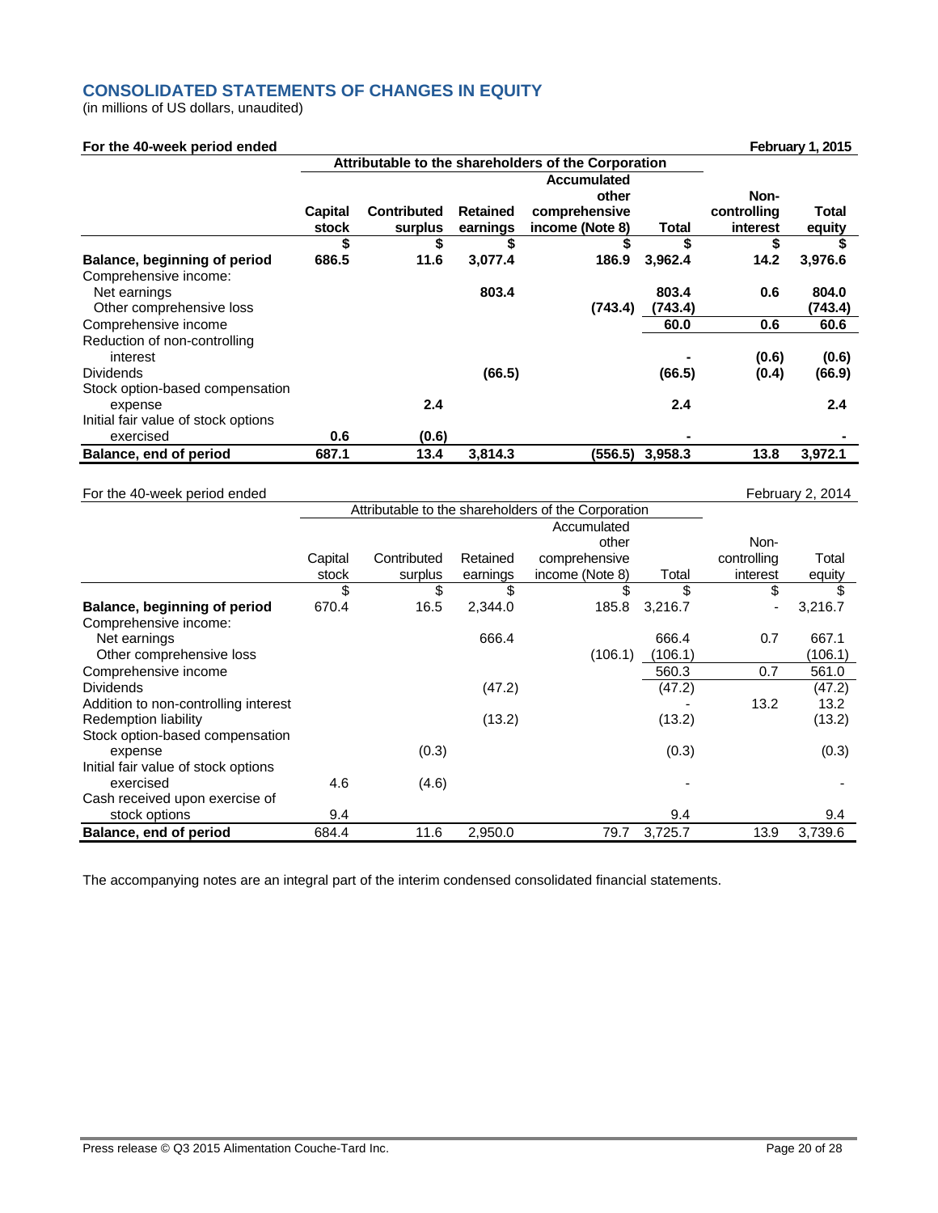## CONSOLIDATED STATEMENTS OF CHANGES IN EQUITY

(in millions of US dollars, unaudited)

**For the 40-week period ended February 1, 2015**

| | Attributable to the shareholders of the Corporation | | | | | | |
|---|---|---|---|---|---|---|---|
| | **Capital stock** | **Contributed surplus** | **Retained earnings** | **Accumulated other comprehensive income (Note 8)** | **Total** | **Non-controlling interest** | **Total equity** |
| | **$** | **$** | **$** | **$** | **$** | **$** | **$** |
| **Balance, beginning of period** | **686.5** | **11.6** | **3,077.4** | **186.9** | **3,962.4** | **14.2** | **3,976.6** |
| Comprehensive income: | | | | | | | |
| Net earnings | | | **803.4** | | **803.4** | **0.6** | **804.0** |
| Other comprehensive loss | | | | **(743.4)** | **(743.4)** | | **(743.4)** |
| Comprehensive income | | | | | **60.0** | **0.6** | **60.6** |
| Reduction of non-controlling interest | | | | | **-** | **(0.6)** | **(0.6)** |
| Dividends | | | **(66.5)** | | **(66.5)** | **(0.4)** | **(66.9)** |
| Stock option-based compensation expense | | **2.4** | | | **2.4** | | **2.4** |
| Initial fair value of stock options exercised | **0.6** | **(0.6)** | | | **-** | | **-** |
| **Balance, end of period** | **687.1** | **13.4** | **3,814.3** | **(556.5)** | **3,958.3** | **13.8** | **3,972.1** |

For the 40-week period ended February 2, 2014

| | Attributable to the shareholders of the Corporation | | | | | | |
|---|---|---|---|---|---|---|---|
| | Capital stock | Contributed surplus | Retained earnings | Accumulated other comprehensive income (Note 8) | Total | Non-controlling interest | Total equity |
| | $ | $ | $ | $ | $ | $ | $ |
| **Balance, beginning of period** | 670.4 | 16.5 | 2,344.0 | 185.8 | 3,216.7 | - | 3,216.7 |
| Comprehensive income: | | | | | | | |
| Net earnings | | | 666.4 | | 666.4 | 0.7 | 667.1 |
| Other comprehensive loss | | | | (106.1) | (106.1) | | (106.1) |
| Comprehensive income | | | | | 560.3 | 0.7 | 561.0 |
| Dividends | | | (47.2) | | (47.2) | | (47.2) |
| Addition to non-controlling interest | | | | | - | 13.2 | 13.2 |
| Redemption liability | | | (13.2) | | (13.2) | | (13.2) |
| Stock option-based compensation expense | | (0.3) | | | (0.3) | | (0.3) |
| Initial fair value of stock options exercised | 4.6 | (4.6) | | | - | | - |
| Cash received upon exercise of stock options | 9.4 | | | | 9.4 | | 9.4 |
| **Balance, end of period** | 684.4 | 11.6 | 2,950.0 | 79.7 | 3,725.7 | 13.9 | 3,739.6 |

The accompanying notes are an integral part of the interim condensed consolidated financial statements.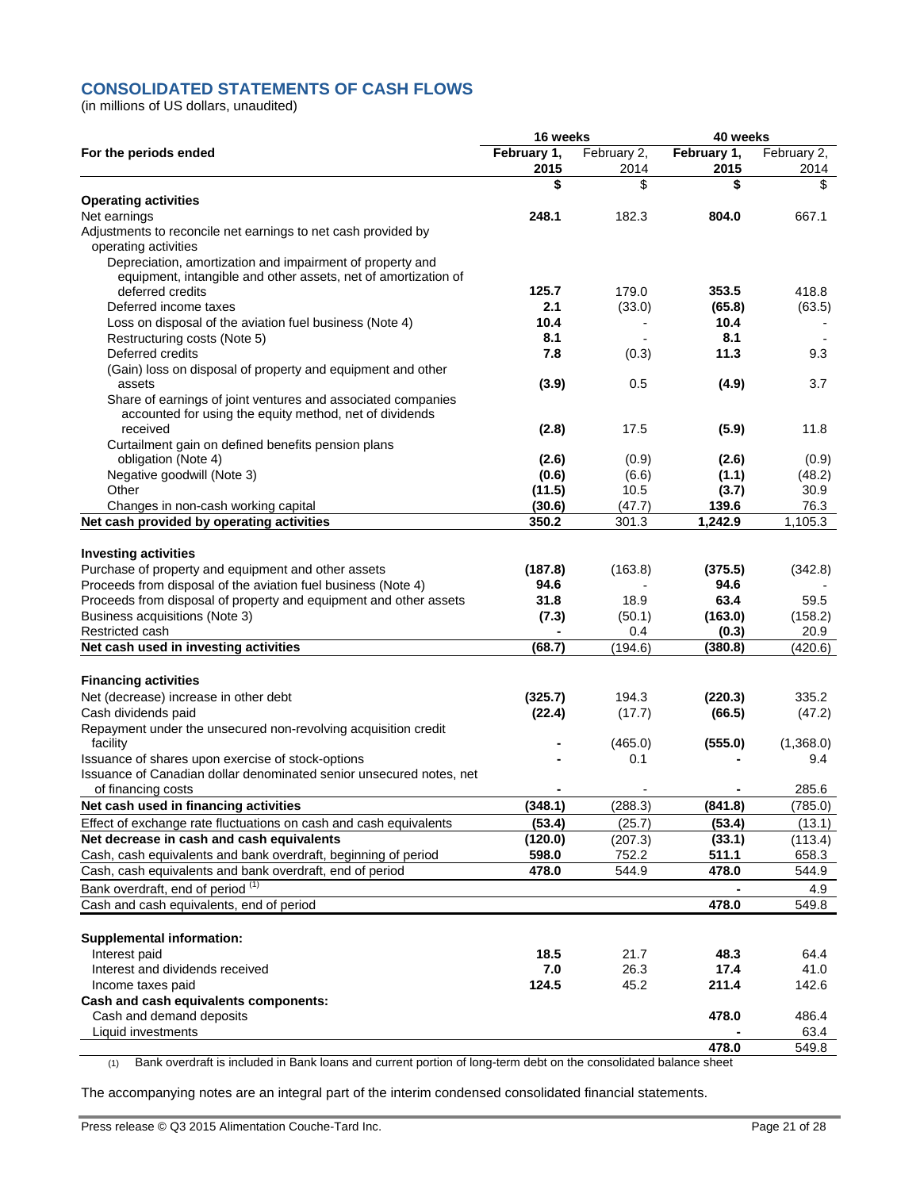## CONSOLIDATED STATEMENTS OF CASH FLOWS

(in millions of US dollars, unaudited)

| For the periods ended | 16 weeks | | 40 weeks | |
|---|---|---|---|---|
| | **February 1, 2015** | February 2, 2014 | **February 1, 2015** | February 2, 2014 |
| | **$** | $ | **$** | $ |
| **Operating activities** | | | | |
| Net earnings | **248.1** | 182.3 | **804.0** | 667.1 |
| Adjustments to reconcile net earnings to net cash provided by operating activities | | | | |
| Depreciation, amortization and impairment of property and equipment, intangible and other assets, net of amortization of deferred credits | **125.7** | 179.0 | **353.5** | 418.8 |
| Deferred income taxes | **2.1** | (33.0) | **(65.8)** | (63.5) |
| Loss on disposal of the aviation fuel business (Note 4) | **10.4** | - | **10.4** | - |
| Restructuring costs (Note 5) | **8.1** | - | **8.1** | - |
| Deferred credits | **7.8** | (0.3) | **11.3** | 9.3 |
| (Gain) loss on disposal of property and equipment and other assets | **(3.9)** | 0.5 | **(4.9)** | 3.7 |
| Share of earnings of joint ventures and associated companies accounted for using the equity method, net of dividends received | **(2.8)** | 17.5 | **(5.9)** | 11.8 |
| Curtailment gain on defined benefits pension plans obligation (Note 4) | **(2.6)** | (0.9) | **(2.6)** | (0.9) |
| Negative goodwill (Note 3) | **(0.6)** | (6.6) | **(1.1)** | (48.2) |
| Other | **(11.5)** | 10.5 | **(3.7)** | 30.9 |
| Changes in non-cash working capital | **(30.6)** | (47.7) | **139.6** | 76.3 |
| **Net cash provided by operating activities** | **350.2** | 301.3 | **1,242.9** | 1,105.3 |
| **Investing activities** | | | | |
| Purchase of property and equipment and other assets | **(187.8)** | (163.8) | **(375.5)** | (342.8) |
| Proceeds from disposal of the aviation fuel business (Note 4) | **94.6** | - | **94.6** | - |
| Proceeds from disposal of property and equipment and other assets | **31.8** | 18.9 | **63.4** | 59.5 |
| Business acquisitions (Note 3) | **(7.3)** | (50.1) | **(163.0)** | (158.2) |
| Restricted cash | **-** | 0.4 | **(0.3)** | 20.9 |
| **Net cash used in investing activities** | **(68.7)** | (194.6) | **(380.8)** | (420.6) |
| **Financing activities** | | | | |
| Net (decrease) increase in other debt | **(325.7)** | 194.3 | **(220.3)** | 335.2 |
| Cash dividends paid | **(22.4)** | (17.7) | **(66.5)** | (47.2) |
| Repayment under the unsecured non-revolving acquisition credit facility | **-** | (465.0) | **(555.0)** | (1,368.0) |
| Issuance of shares upon exercise of stock-options | **-** | 0.1 | **-** | 9.4 |
| Issuance of Canadian dollar denominated senior unsecured notes, net of financing costs | **-** | - | **-** | 285.6 |
| **Net cash used in financing activities** | **(348.1)** | (288.3) | **(841.8)** | (785.0) |
| Effect of exchange rate fluctuations on cash and cash equivalents | **(53.4)** | (25.7) | **(53.4)** | (13.1) |
| **Net decrease in cash and cash equivalents** | **(120.0)** | (207.3) | **(33.1)** | (113.4) |
| Cash, cash equivalents and bank overdraft, beginning of period | **598.0** | 752.2 | **511.1** | 658.3 |
| Cash, cash equivalents and bank overdraft, end of period | **478.0** | 544.9 | **478.0** | 544.9 |
| Bank overdraft, end of period [(1)] | | | **-** | 4.9 |
| Cash and cash equivalents, end of period | | | **478.0** | 549.8 |
| **Supplemental information:** | | | | |
| Interest paid | **18.5** | 21.7 | **48.3** | 64.4 |
| Interest and dividends received | **7.0** | 26.3 | **17.4** | 41.0 |
| Income taxes paid | **124.5** | 45.2 | **211.4** | 142.6 |
| **Cash and cash equivalents components:** | | | | |
| Cash and demand deposits | | | **478.0** | 486.4 |
| Liquid investments | | | **-** | 63.4 |
| | | | **478.0** | 549.8 |

(1) Bank overdraft is included in Bank loans and current portion of long-term debt on the consolidated balance sheet

The accompanying notes are an integral part of the interim condensed consolidated financial statements.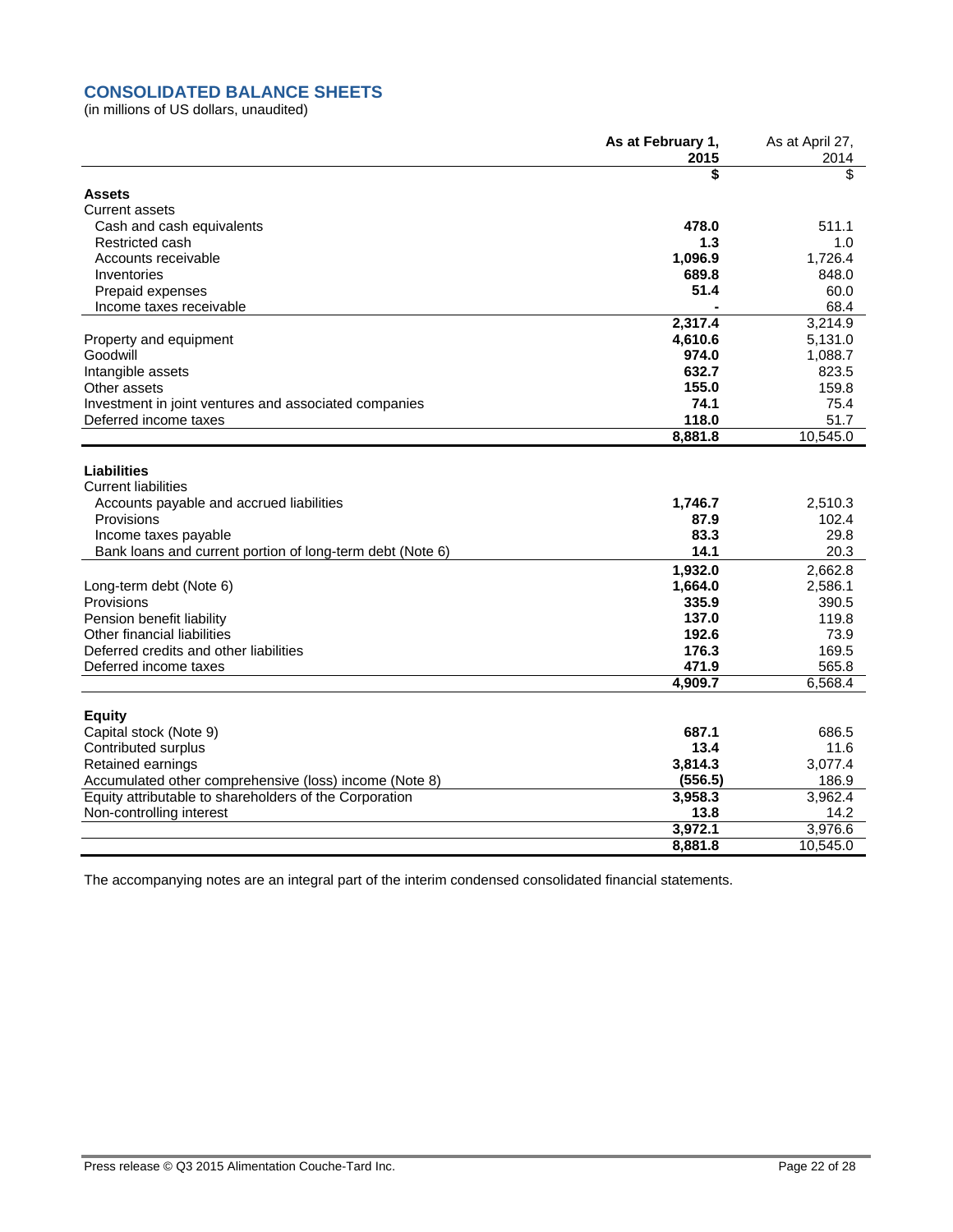## CONSOLIDATED BALANCE SHEETS

(in millions of US dollars, unaudited)

| | **As at February 1, 2015** | As at April 27, 2014 |
|---|---|---|
| | **$** | $ |
| **Assets** | | |
| Current assets | | |
| Cash and cash equivalents | **478.0** | 511.1 |
| Restricted cash | **1.3** | 1.0 |
| Accounts receivable | **1,096.9** | 1,726.4 |
| Inventories | **689.8** | 848.0 |
| Prepaid expenses | **51.4** | 60.0 |
| Income taxes receivable | **-** | 68.4 |
| | **2,317.4** | 3,214.9 |
| Property and equipment | **4,610.6** | 5,131.0 |
| Goodwill | **974.0** | 1,088.7 |
| Intangible assets | **632.7** | 823.5 |
| Other assets | **155.0** | 159.8 |
| Investment in joint ventures and associated companies | **74.1** | 75.4 |
| Deferred income taxes | **118.0** | 51.7 |
| | **8,881.8** | 10,545.0 |
| **Liabilities** | | |
| Current liabilities | | |
| Accounts payable and accrued liabilities | **1,746.7** | 2,510.3 |
| Provisions | **87.9** | 102.4 |
| Income taxes payable | **83.3** | 29.8 |
| Bank loans and current portion of long-term debt (Note 6) | **14.1** | 20.3 |
| | **1,932.0** | 2,662.8 |
| Long-term debt (Note 6) | **1,664.0** | 2,586.1 |
| Provisions | **335.9** | 390.5 |
| Pension benefit liability | **137.0** | 119.8 |
| Other financial liabilities | **192.6** | 73.9 |
| Deferred credits and other liabilities | **176.3** | 169.5 |
| Deferred income taxes | **471.9** | 565.8 |
| | **4,909.7** | 6,568.4 |
| **Equity** | | |
| Capital stock (Note 9) | **687.1** | 686.5 |
| Contributed surplus | **13.4** | 11.6 |
| Retained earnings | **3,814.3** | 3,077.4 |
| Accumulated other comprehensive (loss) income (Note 8) | **(556.5)** | 186.9 |
| Equity attributable to shareholders of the Corporation | **3,958.3** | 3,962.4 |
| Non-controlling interest | **13.8** | 14.2 |
| | **3,972.1** | 3,976.6 |
| | **8,881.8** | 10,545.0 |

The accompanying notes are an integral part of the interim condensed consolidated financial statements.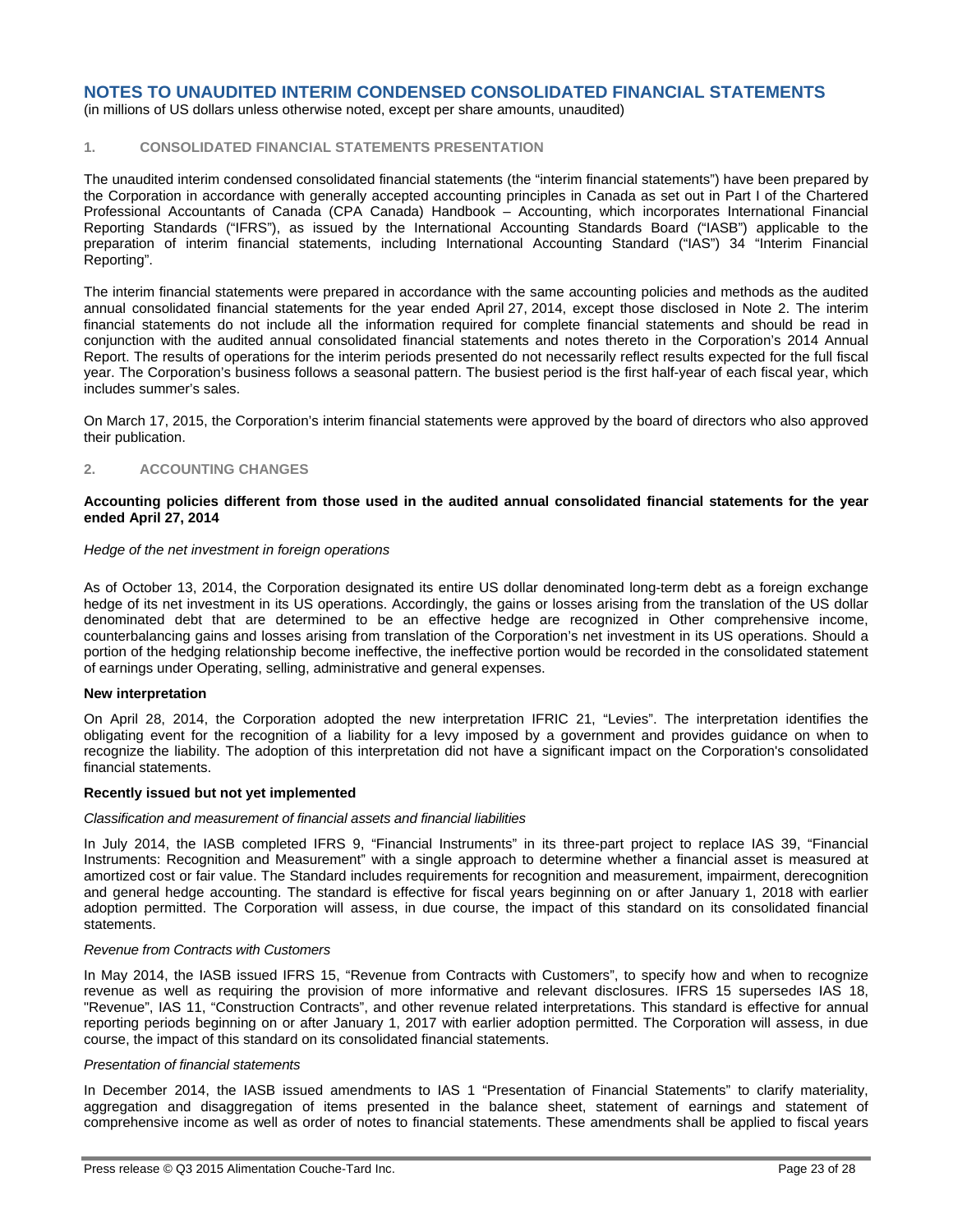# NOTES TO UNAUDITED INTERIM CONDENSED CONSOLIDATED FINANCIAL STATEMENTS

(in millions of US dollars unless otherwise noted, except per share amounts, unaudited)

## 1. CONSOLIDATED FINANCIAL STATEMENTS PRESENTATION

The unaudited interim condensed consolidated financial statements (the "interim financial statements") have been prepared by the Corporation in accordance with generally accepted accounting principles in Canada as set out in Part I of the Chartered Professional Accountants of Canada (CPA Canada) Handbook – Accounting, which incorporates International Financial Reporting Standards ("IFRS"), as issued by the International Accounting Standards Board ("IASB") applicable to the preparation of interim financial statements, including International Accounting Standard ("IAS") 34 "Interim Financial Reporting".

The interim financial statements were prepared in accordance with the same accounting policies and methods as the audited annual consolidated financial statements for the year ended April 27, 2014, except those disclosed in Note 2. The interim financial statements do not include all the information required for complete financial statements and should be read in conjunction with the audited annual consolidated financial statements and notes thereto in the Corporation's 2014 Annual Report. The results of operations for the interim periods presented do not necessarily reflect results expected for the full fiscal year. The Corporation's business follows a seasonal pattern. The busiest period is the first half-year of each fiscal year, which includes summer's sales.

On March 17, 2015, the Corporation's interim financial statements were approved by the board of directors who also approved their publication.

## 2. ACCOUNTING CHANGES

**Accounting policies different from those used in the audited annual consolidated financial statements for the year ended April 27, 2014**

*Hedge of the net investment in foreign operations*

As of October 13, 2014, the Corporation designated its entire US dollar denominated long-term debt as a foreign exchange hedge of its net investment in its US operations. Accordingly, the gains or losses arising from the translation of the US dollar denominated debt that are determined to be an effective hedge are recognized in Other comprehensive income, counterbalancing gains and losses arising from translation of the Corporation's net investment in its US operations. Should a portion of the hedging relationship become ineffective, the ineffective portion would be recorded in the consolidated statement of earnings under Operating, selling, administrative and general expenses.

**New interpretation**

On April 28, 2014, the Corporation adopted the new interpretation IFRIC 21, "Levies". The interpretation identifies the obligating event for the recognition of a liability for a levy imposed by a government and provides guidance on when to recognize the liability. The adoption of this interpretation did not have a significant impact on the Corporation's consolidated financial statements.

**Recently issued but not yet implemented**

*Classification and measurement of financial assets and financial liabilities*

In July 2014, the IASB completed IFRS 9, "Financial Instruments" in its three-part project to replace IAS 39, "Financial Instruments: Recognition and Measurement" with a single approach to determine whether a financial asset is measured at amortized cost or fair value. The Standard includes requirements for recognition and measurement, impairment, derecognition and general hedge accounting. The standard is effective for fiscal years beginning on or after January 1, 2018 with earlier adoption permitted. The Corporation will assess, in due course, the impact of this standard on its consolidated financial statements.

*Revenue from Contracts with Customers*

In May 2014, the IASB issued IFRS 15, "Revenue from Contracts with Customers", to specify how and when to recognize revenue as well as requiring the provision of more informative and relevant disclosures. IFRS 15 supersedes IAS 18, "Revenue", IAS 11, "Construction Contracts", and other revenue related interpretations. This standard is effective for annual reporting periods beginning on or after January 1, 2017 with earlier adoption permitted. The Corporation will assess, in due course, the impact of this standard on its consolidated financial statements.

*Presentation of financial statements*

In December 2014, the IASB issued amendments to IAS 1 "Presentation of Financial Statements" to clarify materiality, aggregation and disaggregation of items presented in the balance sheet, statement of earnings and statement of comprehensive income as well as order of notes to financial statements. These amendments shall be applied to fiscal years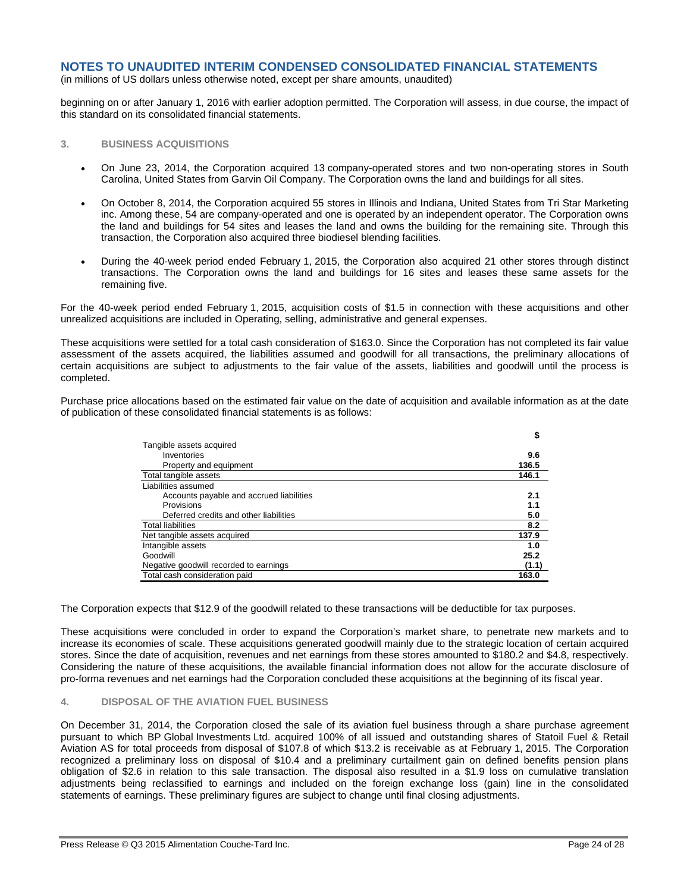## NOTES TO UNAUDITED INTERIM CONDENSED CONSOLIDATED FINANCIAL STATEMENTS

(in millions of US dollars unless otherwise noted, except per share amounts, unaudited)

beginning on or after January 1, 2016 with earlier adoption permitted. The Corporation will assess, in due course, the impact of this standard on its consolidated financial statements.

### 3. BUSINESS ACQUISITIONS

- On June 23, 2014, the Corporation acquired 13 company-operated stores and two non-operating stores in South Carolina, United States from Garvin Oil Company. The Corporation owns the land and buildings for all sites.
- On October 8, 2014, the Corporation acquired 55 stores in Illinois and Indiana, United States from Tri Star Marketing inc. Among these, 54 are company-operated and one is operated by an independent operator. The Corporation owns the land and buildings for 54 sites and leases the land and owns the building for the remaining site. Through this transaction, the Corporation also acquired three biodiesel blending facilities.
- During the 40-week period ended February 1, 2015, the Corporation also acquired 21 other stores through distinct transactions. The Corporation owns the land and buildings for 16 sites and leases these same assets for the remaining five.

For the 40-week period ended February 1, 2015, acquisition costs of $1.5 in connection with these acquisitions and other unrealized acquisitions are included in Operating, selling, administrative and general expenses.

These acquisitions were settled for a total cash consideration of $163.0. Since the Corporation has not completed its fair value assessment of the assets acquired, the liabilities assumed and goodwill for all transactions, the preliminary allocations of certain acquisitions are subject to adjustments to the fair value of the assets, liabilities and goodwill until the process is completed.

Purchase price allocations based on the estimated fair value on the date of acquisition and available information as at the date of publication of these consolidated financial statements is as follows:

| | $ |
|---|---|
| Tangible assets acquired | |
| Inventories | **9.6** |
| Property and equipment | **136.5** |
| Total tangible assets | **146.1** |
| Liabilities assumed | |
| Accounts payable and accrued liabilities | **2.1** |
| Provisions | **1.1** |
| Deferred credits and other liabilities | **5.0** |
| Total liabilities | **8.2** |
| Net tangible assets acquired | **137.9** |
| Intangible assets | **1.0** |
| Goodwill | **25.2** |
| Negative goodwill recorded to earnings | **(1.1)** |
| Total cash consideration paid | **163.0** |

The Corporation expects that $12.9 of the goodwill related to these transactions will be deductible for tax purposes.

These acquisitions were concluded in order to expand the Corporation's market share, to penetrate new markets and to increase its economies of scale. These acquisitions generated goodwill mainly due to the strategic location of certain acquired stores. Since the date of acquisition, revenues and net earnings from these stores amounted to $180.2 and $4.8, respectively. Considering the nature of these acquisitions, the available financial information does not allow for the accurate disclosure of pro-forma revenues and net earnings had the Corporation concluded these acquisitions at the beginning of its fiscal year.

### 4. DISPOSAL OF THE AVIATION FUEL BUSINESS

On December 31, 2014, the Corporation closed the sale of its aviation fuel business through a share purchase agreement pursuant to which BP Global Investments Ltd. acquired 100% of all issued and outstanding shares of Statoil Fuel & Retail Aviation AS for total proceeds from disposal of $107.8 of which $13.2 is receivable as at February 1, 2015. The Corporation recognized a preliminary loss on disposal of $10.4 and a preliminary curtailment gain on defined benefits pension plans obligation of $2.6 in relation to this sale transaction. The disposal also resulted in a $1.9 loss on cumulative translation adjustments being reclassified to earnings and included on the foreign exchange loss (gain) line in the consolidated statements of earnings. These preliminary figures are subject to change until final closing adjustments.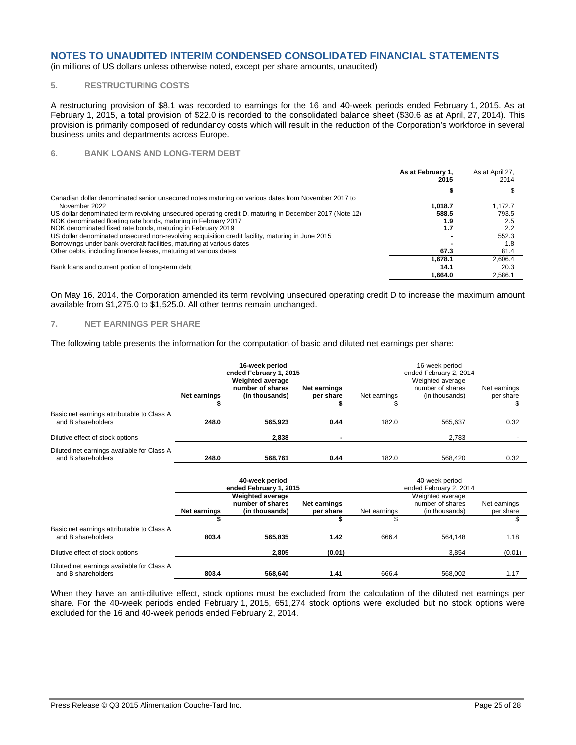# NOTES TO UNAUDITED INTERIM CONDENSED CONSOLIDATED FINANCIAL STATEMENTS

(in millions of US dollars unless otherwise noted, except per share amounts, unaudited)

## 5. RESTRUCTURING COSTS

A restructuring provision of $8.1 was recorded to earnings for the 16 and 40-week periods ended February 1, 2015. As at February 1, 2015, a total provision of $22.0 is recorded to the consolidated balance sheet ($30.6 as at April, 27, 2014). This provision is primarily composed of redundancy costs which will result in the reduction of the Corporation's workforce in several business units and departments across Europe.

## 6. BANK LOANS AND LONG-TERM DEBT

| | As at February 1, 2015 | As at April 27, 2014 |
|---|---|---|
| | **$** | $ |
| Canadian dollar denominated senior unsecured notes maturing on various dates from November 2017 to November 2022 | **1,018.7** | 1,172.7 |
| US dollar denominated term revolving unsecured operating credit D, maturing in December 2017 (Note 12) | **588.5** | 793.5 |
| NOK denominated floating rate bonds, maturing in February 2017 | **1.9** | 2.5 |
| NOK denominated fixed rate bonds, maturing in February 2019 | **1.7** | 2.2 |
| US dollar denominated unsecured non-revolving acquisition credit facility, maturing in June 2015 | **-** | 552.3 |
| Borrowings under bank overdraft facilities, maturing at various dates | **-** | 1.8 |
| Other debts, including finance leases, maturing at various dates | **67.3** | 81.4 |
| | **1,678.1** | 2,606.4 |
| Bank loans and current portion of long-term debt | **14.1** | 20.3 |
| | **1,664.0** | 2,586.1 |

On May 16, 2014, the Corporation amended its term revolving unsecured operating credit D to increase the maximum amount available from $1,275.0 to $1,525.0. All other terms remain unchanged.

## 7. NET EARNINGS PER SHARE

The following table presents the information for the computation of basic and diluted net earnings per share:

| | **16-week period ended February 1, 2015** | | | 16-week period ended February 2, 2014 | | |
|---|---|---|---|---|---|---|
| | **Net earnings** | **Weighted average number of shares (in thousands)** | **Net earnings per share** | Net earnings | Weighted average number of shares (in thousands) | Net earnings per share |
| | **$** | | **$** | $ | | $ |
| Basic net earnings attributable to Class A and B shareholders | **248.0** | **565,923** | **0.44** | 182.0 | 565,637 | 0.32 |
| Dilutive effect of stock options | | **2,838** | **-** | | 2,783 | - |
| Diluted net earnings available for Class A and B shareholders | **248.0** | **568,761** | **0.44** | 182.0 | 568,420 | 0.32 |

| | **40-week period ended February 1, 2015** | | | 40-week period ended February 2, 2014 | | |
|---|---|---|---|---|---|---|
| | **Net earnings** | **Weighted average number of shares (in thousands)** | **Net earnings per share** | Net earnings | Weighted average number of shares (in thousands) | Net earnings per share |
| | **$** | | **$** | $ | | $ |
| Basic net earnings attributable to Class A and B shareholders | **803.4** | **565,835** | **1.42** | 666.4 | 564,148 | 1.18 |
| Dilutive effect of stock options | | **2,805** | **(0.01)** | | 3,854 | (0.01) |
| Diluted net earnings available for Class A and B shareholders | **803.4** | **568,640** | **1.41** | 666.4 | 568,002 | 1.17 |

When they have an anti-dilutive effect, stock options must be excluded from the calculation of the diluted net earnings per share. For the 40-week periods ended February 1, 2015, 651,274 stock options were excluded but no stock options were excluded for the 16 and 40-week periods ended February 2, 2014.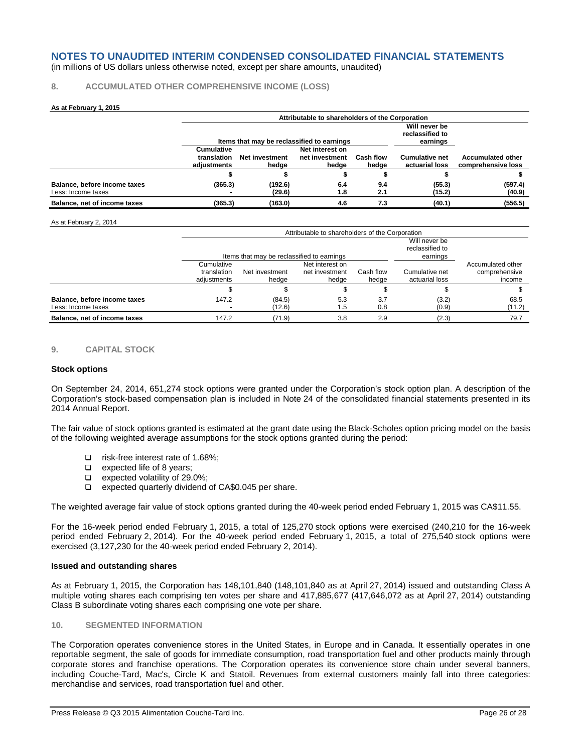# NOTES TO UNAUDITED INTERIM CONDENSED CONSOLIDATED FINANCIAL STATEMENTS

(in millions of US dollars unless otherwise noted, except per share amounts, unaudited)

## 8. ACCUMULATED OTHER COMPREHENSIVE INCOME (LOSS)

**As at February 1, 2015**

| | Attributable to shareholders of the Corporation | | | | | |
|---|---|---|---|---|---|---|
| | Items that may be reclassified to earnings | | | | Will never be reclassified to earnings | |
| | Cumulative translation adjustments | Net investment hedge | Net interest on net investment hedge | Cash flow hedge | Cumulative net actuarial loss | Accumulated other comprehensive loss |
| | $ | $ | $ | $ | $ | $ |
| **Balance, before income taxes** | **(365.3)** | **(192.6)** | **6.4** | **9.4** | **(55.3)** | **(597.4)** |
| Less: Income taxes | **-** | **(29.6)** | **1.8** | **2.1** | **(15.2)** | **(40.9)** |
| **Balance, net of income taxes** | **(365.3)** | **(163.0)** | **4.6** | **7.3** | **(40.1)** | **(556.5)** |

As at February 2, 2014

| | Attributable to shareholders of the Corporation | | | | | |
|---|---|---|---|---|---|---|
| | Items that may be reclassified to earnings | | | | Will never be reclassified to earnings | |
| | Cumulative translation adjustments | Net investment hedge | Net interest on net investment hedge | Cash flow hedge | Cumulative net actuarial loss | Accumulated other comprehensive income |
| | $ | $ | $ | $ | $ | $ |
| **Balance, before income taxes** | 147.2 | (84.5) | 5.3 | 3.7 | (3.2) | 68.5 |
| Less: Income taxes | - | (12.6) | 1.5 | 0.8 | (0.9) | (11.2) |
| **Balance, net of income taxes** | 147.2 | (71.9) | 3.8 | 2.9 | (2.3) | 79.7 |

## 9. CAPITAL STOCK

### Stock options

On September 24, 2014, 651,274 stock options were granted under the Corporation's stock option plan. A description of the Corporation's stock-based compensation plan is included in Note 24 of the consolidated financial statements presented in its 2014 Annual Report.

The fair value of stock options granted is estimated at the grant date using the Black-Scholes option pricing model on the basis of the following weighted average assumptions for the stock options granted during the period:

- risk-free interest rate of 1.68%;
- expected life of 8 years;
- expected volatility of 29.0%;
- expected quarterly dividend of CA$0.045 per share.

The weighted average fair value of stock options granted during the 40-week period ended February 1, 2015 was CA$11.55.

For the 16-week period ended February 1, 2015, a total of 125,270 stock options were exercised (240,210 for the 16-week period ended February 2, 2014). For the 40-week period ended February 1, 2015, a total of 275,540 stock options were exercised (3,127,230 for the 40-week period ended February 2, 2014).

### Issued and outstanding shares

As at February 1, 2015, the Corporation has 148,101,840 (148,101,840 as at April 27, 2014) issued and outstanding Class A multiple voting shares each comprising ten votes per share and 417,885,677 (417,646,072 as at April 27, 2014) outstanding Class B subordinate voting shares each comprising one vote per share.

## 10. SEGMENTED INFORMATION

The Corporation operates convenience stores in the United States, in Europe and in Canada. It essentially operates in one reportable segment, the sale of goods for immediate consumption, road transportation fuel and other products mainly through corporate stores and franchise operations. The Corporation operates its convenience store chain under several banners, including Couche-Tard, Mac's, Circle K and Statoil. Revenues from external customers mainly fall into three categories: merchandise and services, road transportation fuel and other.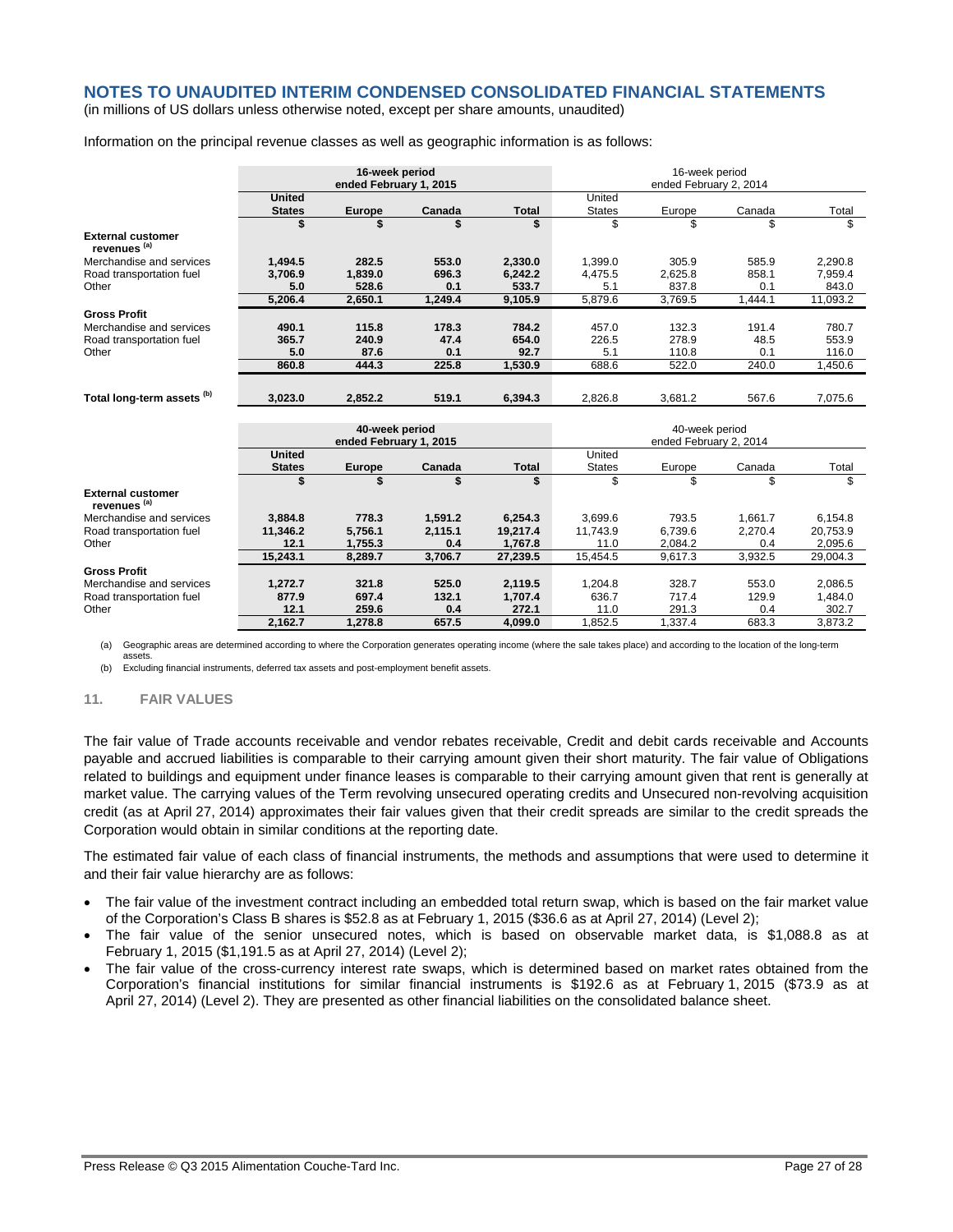## NOTES TO UNAUDITED INTERIM CONDENSED CONSOLIDATED FINANCIAL STATEMENTS

(in millions of US dollars unless otherwise noted, except per share amounts, unaudited)

Information on the principal revenue classes as well as geographic information is as follows:

| | 16-week period ended February 1, 2015 | | | | 16-week period ended February 2, 2014 | | | |
|---|---|---|---|---|---|---|---|---|
| | **United States** | **Europe** | **Canada** | **Total** | United States | Europe | Canada | Total |
| | **$** | **$** | **$** | **$** | $ | $ | $ | $ |
| **External customer revenues** [(a)] | | | | | | | | |
| Merchandise and services | **1,494.5** | **282.5** | **553.0** | **2,330.0** | 1,399.0 | 305.9 | 585.9 | 2,290.8 |
| Road transportation fuel | **3,706.9** | **1,839.0** | **696.3** | **6,242.2** | 4,475.5 | 2,625.8 | 858.1 | 7,959.4 |
| Other | **5.0** | **528.6** | **0.1** | **533.7** | 5.1 | 837.8 | 0.1 | 843.0 |
| | **5,206.4** | **2,650.1** | **1,249.4** | **9,105.9** | 5,879.6 | 3,769.5 | 1,444.1 | 11,093.2 |
| **Gross Profit** | | | | | | | | |
| Merchandise and services | **490.1** | **115.8** | **178.3** | **784.2** | 457.0 | 132.3 | 191.4 | 780.7 |
| Road transportation fuel | **365.7** | **240.9** | **47.4** | **654.0** | 226.5 | 278.9 | 48.5 | 553.9 |
| Other | **5.0** | **87.6** | **0.1** | **92.7** | 5.1 | 110.8 | 0.1 | 116.0 |
| | **860.8** | **444.3** | **225.8** | **1,530.9** | 688.6 | 522.0 | 240.0 | 1,450.6 |
| **Total long-term assets** [(b)] | **3,023.0** | **2,852.2** | **519.1** | **6,394.3** | 2,826.8 | 3,681.2 | 567.6 | 7,075.6 |

| | 40-week period ended February 1, 2015 | | | | 40-week period ended February 2, 2014 | | | |
|---|---|---|---|---|---|---|---|---|
| | **United States** | **Europe** | **Canada** | **Total** | United States | Europe | Canada | Total |
| | **$** | **$** | **$** | **$** | $ | $ | $ | $ |
| **External customer revenues** [(a)] | | | | | | | | |
| Merchandise and services | **3,884.8** | **778.3** | **1,591.2** | **6,254.3** | 3,699.6 | 793.5 | 1,661.7 | 6,154.8 |
| Road transportation fuel | **11,346.2** | **5,756.1** | **2,115.1** | **19,217.4** | 11,743.9 | 6,739.6 | 2,270.4 | 20,753.9 |
| Other | **12.1** | **1,755.3** | **0.4** | **1,767.8** | 11.0 | 2,084.2 | 0.4 | 2,095.6 |
| | **15,243.1** | **8,289.7** | **3,706.7** | **27,239.5** | 15,454.5 | 9,617.3 | 3,932.5 | 29,004.3 |
| **Gross Profit** | | | | | | | | |
| Merchandise and services | **1,272.7** | **321.8** | **525.0** | **2,119.5** | 1,204.8 | 328.7 | 553.0 | 2,086.5 |
| Road transportation fuel | **877.9** | **697.4** | **132.1** | **1,707.4** | 636.7 | 717.4 | 129.9 | 1,484.0 |
| Other | **12.1** | **259.6** | **0.4** | **272.1** | 11.0 | 291.3 | 0.4 | 302.7 |
| | **2,162.7** | **1,278.8** | **657.5** | **4,099.0** | 1,852.5 | 1,337.4 | 683.3 | 3,873.2 |

(a) Geographic areas are determined according to where the Corporation generates operating income (where the sale takes place) and according to the location of the long-term assets.

(b) Excluding financial instruments, deferred tax assets and post-employment benefit assets.

### 11. FAIR VALUES

The fair value of Trade accounts receivable and vendor rebates receivable, Credit and debit cards receivable and Accounts payable and accrued liabilities is comparable to their carrying amount given their short maturity. The fair value of Obligations related to buildings and equipment under finance leases is comparable to their carrying amount given that rent is generally at market value. The carrying values of the Term revolving unsecured operating credits and Unsecured non-revolving acquisition credit (as at April 27, 2014) approximates their fair values given that their credit spreads are similar to the credit spreads the Corporation would obtain in similar conditions at the reporting date.

The estimated fair value of each class of financial instruments, the methods and assumptions that were used to determine it and their fair value hierarchy are as follows:

- The fair value of the investment contract including an embedded total return swap, which is based on the fair market value of the Corporation's Class B shares is $52.8 as at February 1, 2015 ($36.6 as at April 27, 2014) (Level 2);
- The fair value of the senior unsecured notes, which is based on observable market data, is $1,088.8 as at February 1, 2015 ($1,191.5 as at April 27, 2014) (Level 2);
- The fair value of the cross-currency interest rate swaps, which is determined based on market rates obtained from the Corporation's financial institutions for similar financial instruments is $192.6 as at February 1, 2015 ($73.9 as at April 27, 2014) (Level 2). They are presented as other financial liabilities on the consolidated balance sheet.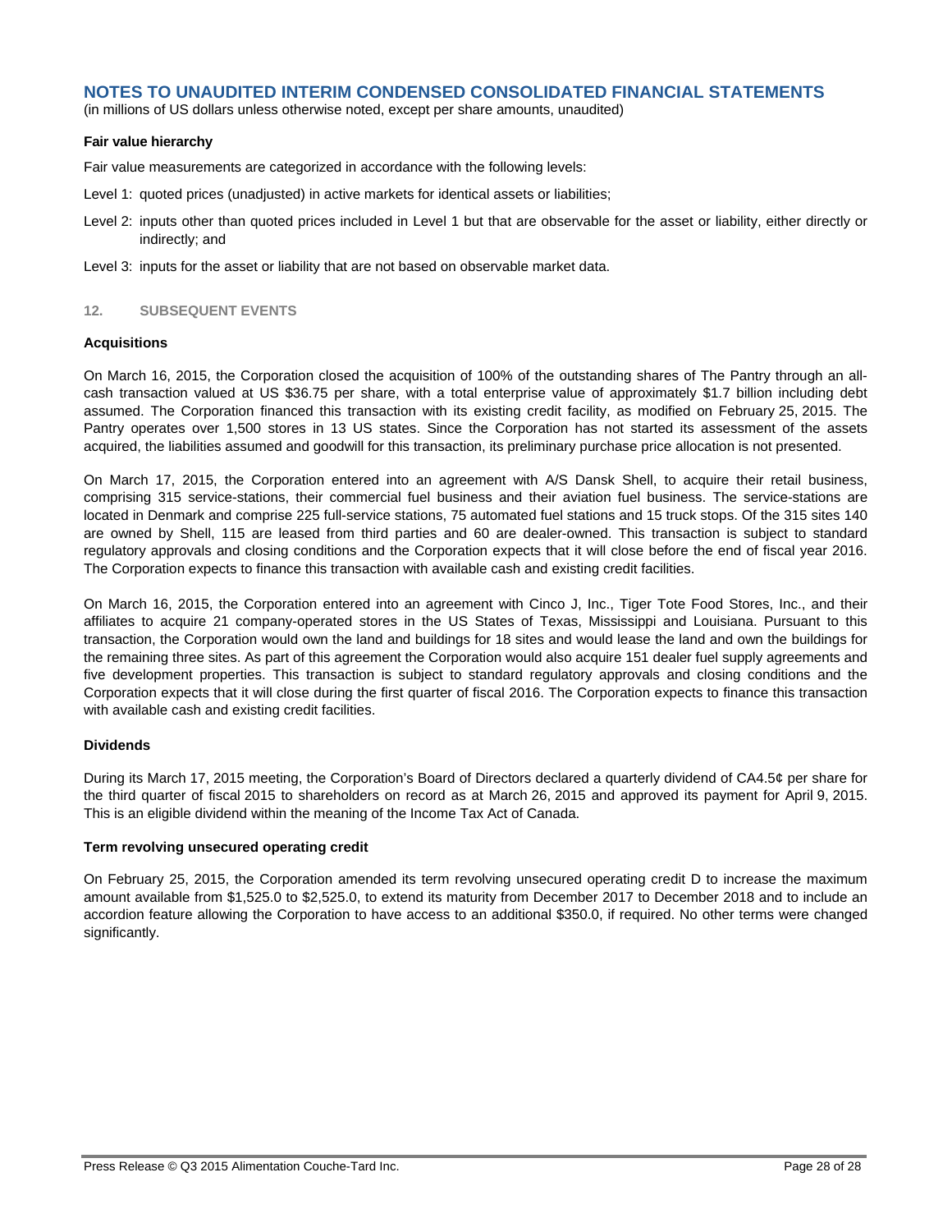## NOTES TO UNAUDITED INTERIM CONDENSED CONSOLIDATED FINANCIAL STATEMENTS

(in millions of US dollars unless otherwise noted, except per share amounts, unaudited)

**Fair value hierarchy**

Fair value measurements are categorized in accordance with the following levels:

Level 1: quoted prices (unadjusted) in active markets for identical assets or liabilities;

Level 2: inputs other than quoted prices included in Level 1 but that are observable for the asset or liability, either directly or indirectly; and

Level 3: inputs for the asset or liability that are not based on observable market data.

### 12. SUBSEQUENT EVENTS

**Acquisitions**

On March 16, 2015, the Corporation closed the acquisition of 100% of the outstanding shares of The Pantry through an all-cash transaction valued at US $36.75 per share, with a total enterprise value of approximately $1.7 billion including debt assumed. The Corporation financed this transaction with its existing credit facility, as modified on February 25, 2015. The Pantry operates over 1,500 stores in 13 US states. Since the Corporation has not started its assessment of the assets acquired, the liabilities assumed and goodwill for this transaction, its preliminary purchase price allocation is not presented.

On March 17, 2015, the Corporation entered into an agreement with A/S Dansk Shell, to acquire their retail business, comprising 315 service-stations, their commercial fuel business and their aviation fuel business. The service-stations are located in Denmark and comprise 225 full-service stations, 75 automated fuel stations and 15 truck stops. Of the 315 sites 140 are owned by Shell, 115 are leased from third parties and 60 are dealer-owned. This transaction is subject to standard regulatory approvals and closing conditions and the Corporation expects that it will close before the end of fiscal year 2016. The Corporation expects to finance this transaction with available cash and existing credit facilities.

On March 16, 2015, the Corporation entered into an agreement with Cinco J, Inc., Tiger Tote Food Stores, Inc., and their affiliates to acquire 21 company-operated stores in the US States of Texas, Mississippi and Louisiana. Pursuant to this transaction, the Corporation would own the land and buildings for 18 sites and would lease the land and own the buildings for the remaining three sites. As part of this agreement the Corporation would also acquire 151 dealer fuel supply agreements and five development properties. This transaction is subject to standard regulatory approvals and closing conditions and the Corporation expects that it will close during the first quarter of fiscal 2016. The Corporation expects to finance this transaction with available cash and existing credit facilities.

**Dividends**

During its March 17, 2015 meeting, the Corporation's Board of Directors declared a quarterly dividend of CA4.5¢ per share for the third quarter of fiscal 2015 to shareholders on record as at March 26, 2015 and approved its payment for April 9, 2015. This is an eligible dividend within the meaning of the Income Tax Act of Canada.

**Term revolving unsecured operating credit**

On February 25, 2015, the Corporation amended its term revolving unsecured operating credit D to increase the maximum amount available from $1,525.0 to $2,525.0, to extend its maturity from December 2017 to December 2018 and to include an accordion feature allowing the Corporation to have access to an additional $350.0, if required. No other terms were changed significantly.